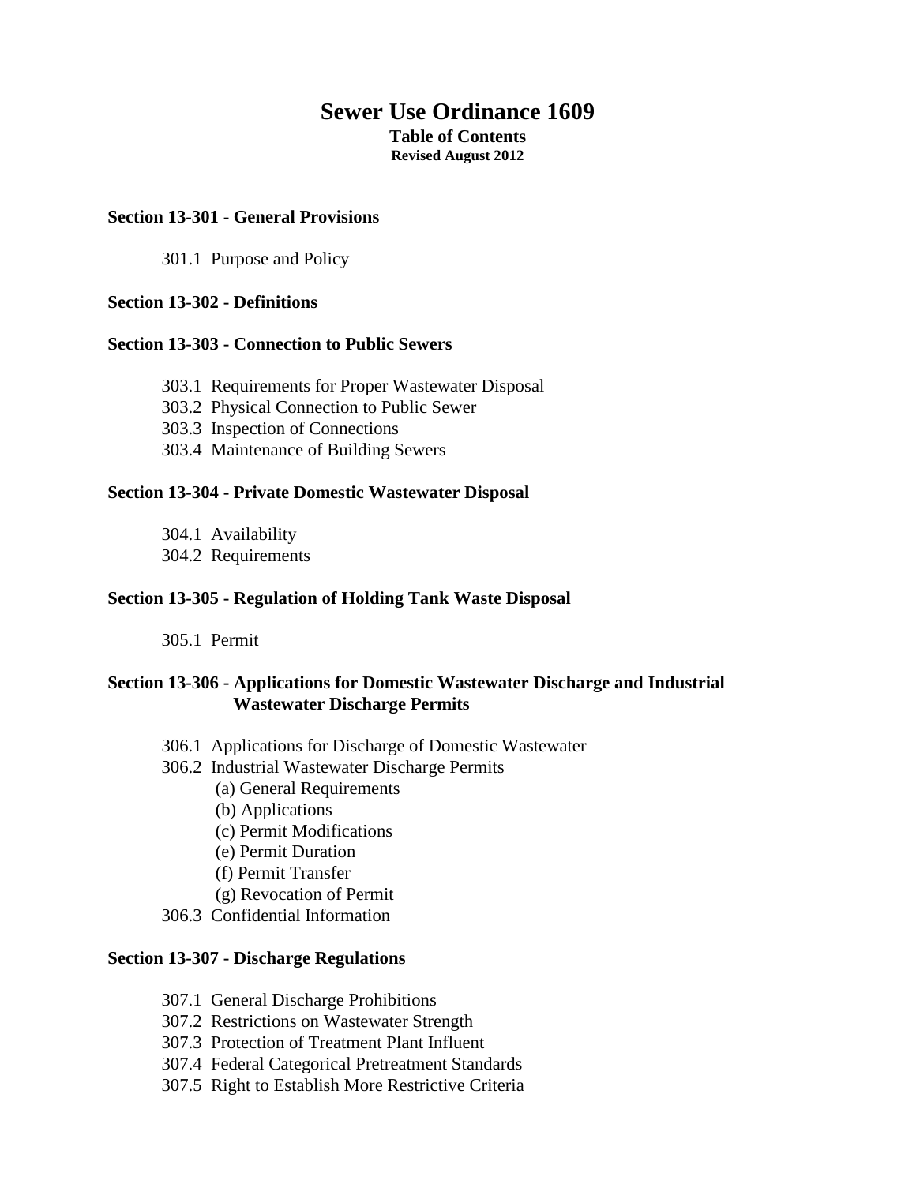# Sewer Use Ordinance 1609

**Table of Contents**

**Revised August 2012**

**Section 13-301 - General Provisions**

301.1 Purpose and Policy

**Section 13-302 - Definitions**

**Section 13-303 - Connection to Public Sewers**

303.1 Requirements for Proper Wastewater Disposal
303.2 Physical Connection to Public Sewer
303.3 Inspection of Connections
303.4 Maintenance of Building Sewers

**Section 13-304 - Private Domestic Wastewater Disposal**

304.1 Availability
304.2 Requirements

**Section 13-305 - Regulation of Holding Tank Waste Disposal**

305.1 Permit

**Section 13-306 - Applications for Domestic Wastewater Discharge and Industrial Wastewater Discharge Permits**

306.1 Applications for Discharge of Domestic Wastewater
306.2 Industrial Wastewater Discharge Permits
(a) General Requirements
(b) Applications
(c) Permit Modifications
(e) Permit Duration
(f) Permit Transfer
(g) Revocation of Permit
306.3 Confidential Information

**Section 13-307 - Discharge Regulations**

307.1 General Discharge Prohibitions
307.2 Restrictions on Wastewater Strength
307.3 Protection of Treatment Plant Influent
307.4 Federal Categorical Pretreatment Standards
307.5 Right to Establish More Restrictive Criteria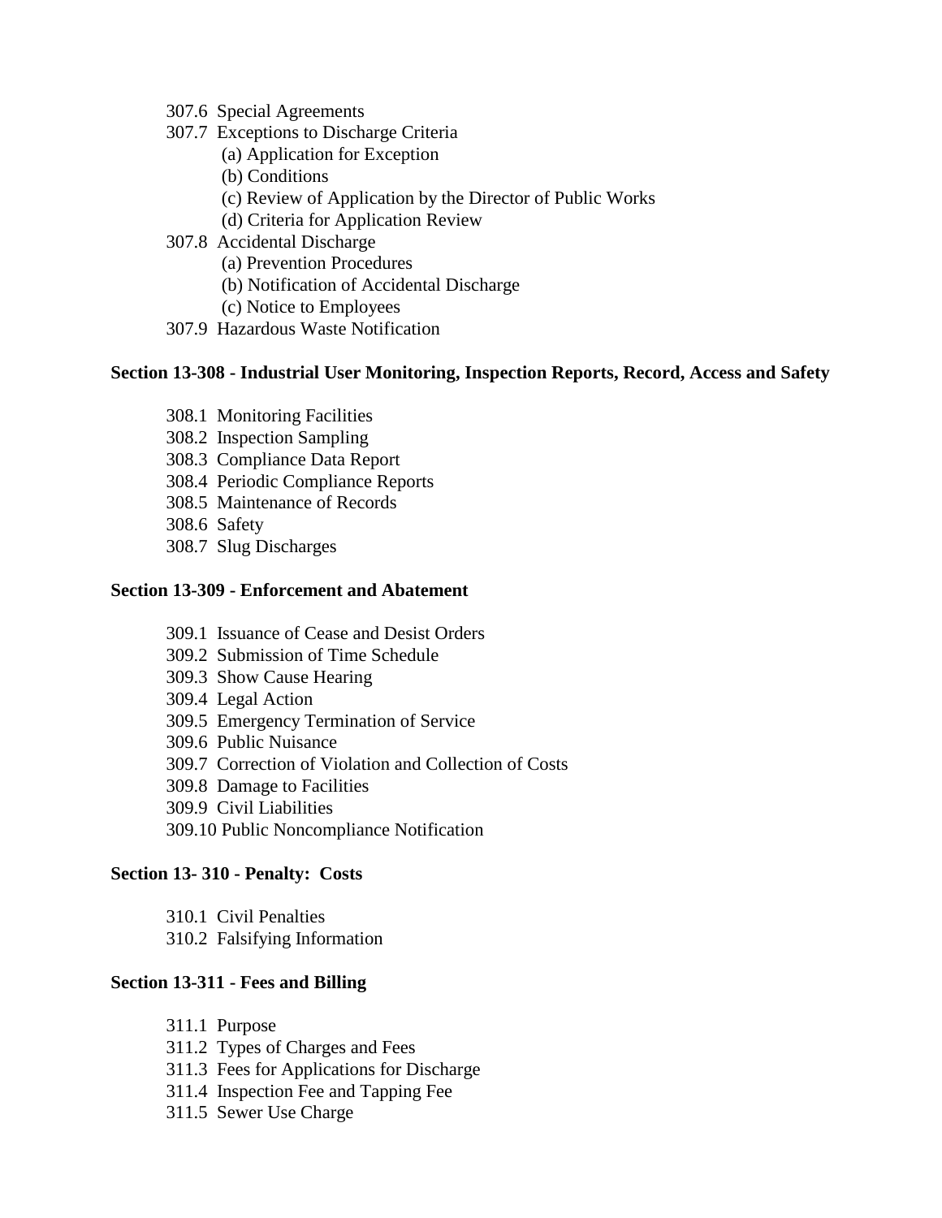307.6 Special Agreements

307.7 Exceptions to Discharge Criteria

- (a) Application for Exception
- (b) Conditions
- (c) Review of Application by the Director of Public Works
- (d) Criteria for Application Review

307.8 Accidental Discharge

- (a) Prevention Procedures
- (b) Notification of Accidental Discharge
- (c) Notice to Employees

307.9 Hazardous Waste Notification

**Section 13-308 - Industrial User Monitoring, Inspection Reports, Record, Access and Safety**

308.1 Monitoring Facilities
308.2 Inspection Sampling
308.3 Compliance Data Report
308.4 Periodic Compliance Reports
308.5 Maintenance of Records
308.6 Safety
308.7 Slug Discharges

**Section 13-309 - Enforcement and Abatement**

309.1 Issuance of Cease and Desist Orders
309.2 Submission of Time Schedule
309.3 Show Cause Hearing
309.4 Legal Action
309.5 Emergency Termination of Service
309.6 Public Nuisance
309.7 Correction of Violation and Collection of Costs
309.8 Damage to Facilities
309.9 Civil Liabilities
309.10 Public Noncompliance Notification

**Section 13- 310 - Penalty: Costs**

310.1 Civil Penalties
310.2 Falsifying Information

**Section 13-311 - Fees and Billing**

311.1 Purpose
311.2 Types of Charges and Fees
311.3 Fees for Applications for Discharge
311.4 Inspection Fee and Tapping Fee
311.5 Sewer Use Charge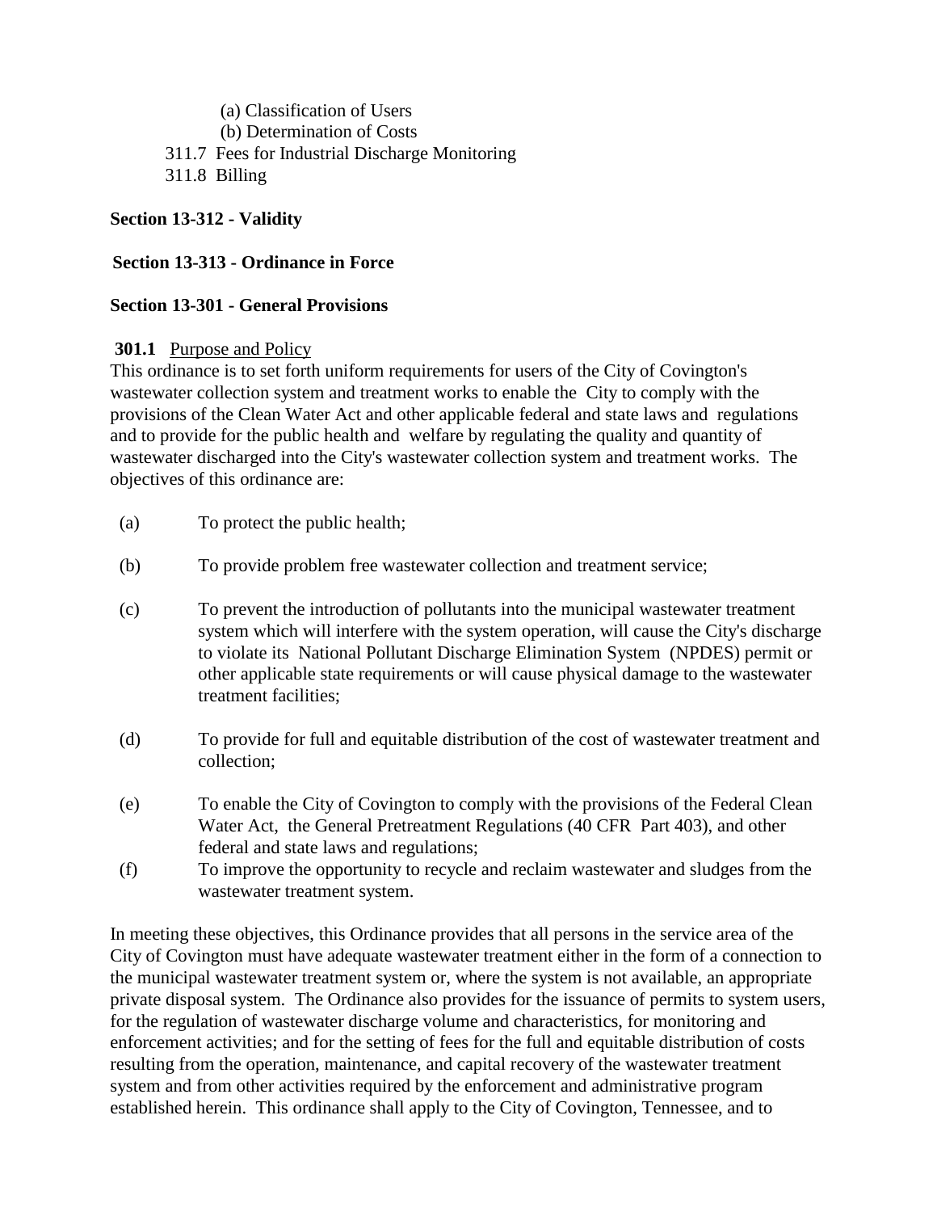(a) Classification of Users
(b) Determination of Costs

311.7 Fees for Industrial Discharge Monitoring
311.8 Billing

**Section 13-312 - Validity**

**Section 13-313 - Ordinance in Force**

**Section 13-301 - General Provisions**

**301.1** Purpose and Policy

This ordinance is to set forth uniform requirements for users of the City of Covington's wastewater collection system and treatment works to enable the City to comply with the provisions of the Clean Water Act and other applicable federal and state laws and regulations and to provide for the public health and welfare by regulating the quality and quantity of wastewater discharged into the City's wastewater collection system and treatment works. The objectives of this ordinance are:

(a) To protect the public health;

(b) To provide problem free wastewater collection and treatment service;

(c) To prevent the introduction of pollutants into the municipal wastewater treatment system which will interfere with the system operation, will cause the City's discharge to violate its National Pollutant Discharge Elimination System (NPDES) permit or other applicable state requirements or will cause physical damage to the wastewater treatment facilities;

(d) To provide for full and equitable distribution of the cost of wastewater treatment and collection;

(e) To enable the City of Covington to comply with the provisions of the Federal Clean Water Act, the General Pretreatment Regulations (40 CFR Part 403), and other federal and state laws and regulations;

(f) To improve the opportunity to recycle and reclaim wastewater and sludges from the wastewater treatment system.

In meeting these objectives, this Ordinance provides that all persons in the service area of the City of Covington must have adequate wastewater treatment either in the form of a connection to the municipal wastewater treatment system or, where the system is not available, an appropriate private disposal system. The Ordinance also provides for the issuance of permits to system users, for the regulation of wastewater discharge volume and characteristics, for monitoring and enforcement activities; and for the setting of fees for the full and equitable distribution of costs resulting from the operation, maintenance, and capital recovery of the wastewater treatment system and from other activities required by the enforcement and administrative program established herein. This ordinance shall apply to the City of Covington, Tennessee, and to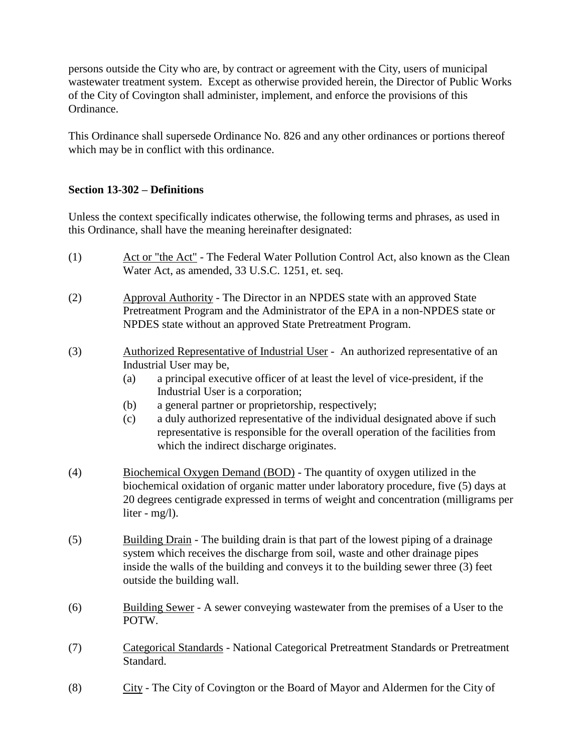persons outside the City who are, by contract or agreement with the City, users of municipal wastewater treatment system. Except as otherwise provided herein, the Director of Public Works of the City of Covington shall administer, implement, and enforce the provisions of this Ordinance.

This Ordinance shall supersede Ordinance No. 826 and any other ordinances or portions thereof which may be in conflict with this ordinance.

**Section 13-302 – Definitions**

Unless the context specifically indicates otherwise, the following terms and phrases, as used in this Ordinance, shall have the meaning hereinafter designated:

(1) Act or "the Act" - The Federal Water Pollution Control Act, also known as the Clean Water Act, as amended, 33 U.S.C. 1251, et. seq.

(2) Approval Authority - The Director in an NPDES state with an approved State Pretreatment Program and the Administrator of the EPA in a non-NPDES state or NPDES state without an approved State Pretreatment Program.

(3) Authorized Representative of Industrial User - An authorized representative of an Industrial User may be,
   - (a) a principal executive officer of at least the level of vice-president, if the Industrial User is a corporation;
   - (b) a general partner or proprietorship, respectively;
   - (c) a duly authorized representative of the individual designated above if such representative is responsible for the overall operation of the facilities from which the indirect discharge originates.

(4) Biochemical Oxygen Demand (BOD) - The quantity of oxygen utilized in the biochemical oxidation of organic matter under laboratory procedure, five (5) days at 20 degrees centigrade expressed in terms of weight and concentration (milligrams per liter - mg/l).

(5) Building Drain - The building drain is that part of the lowest piping of a drainage system which receives the discharge from soil, waste and other drainage pipes inside the walls of the building and conveys it to the building sewer three (3) feet outside the building wall.

(6) Building Sewer - A sewer conveying wastewater from the premises of a User to the POTW.

(7) Categorical Standards - National Categorical Pretreatment Standards or Pretreatment Standard.

(8) City - The City of Covington or the Board of Mayor and Aldermen for the City of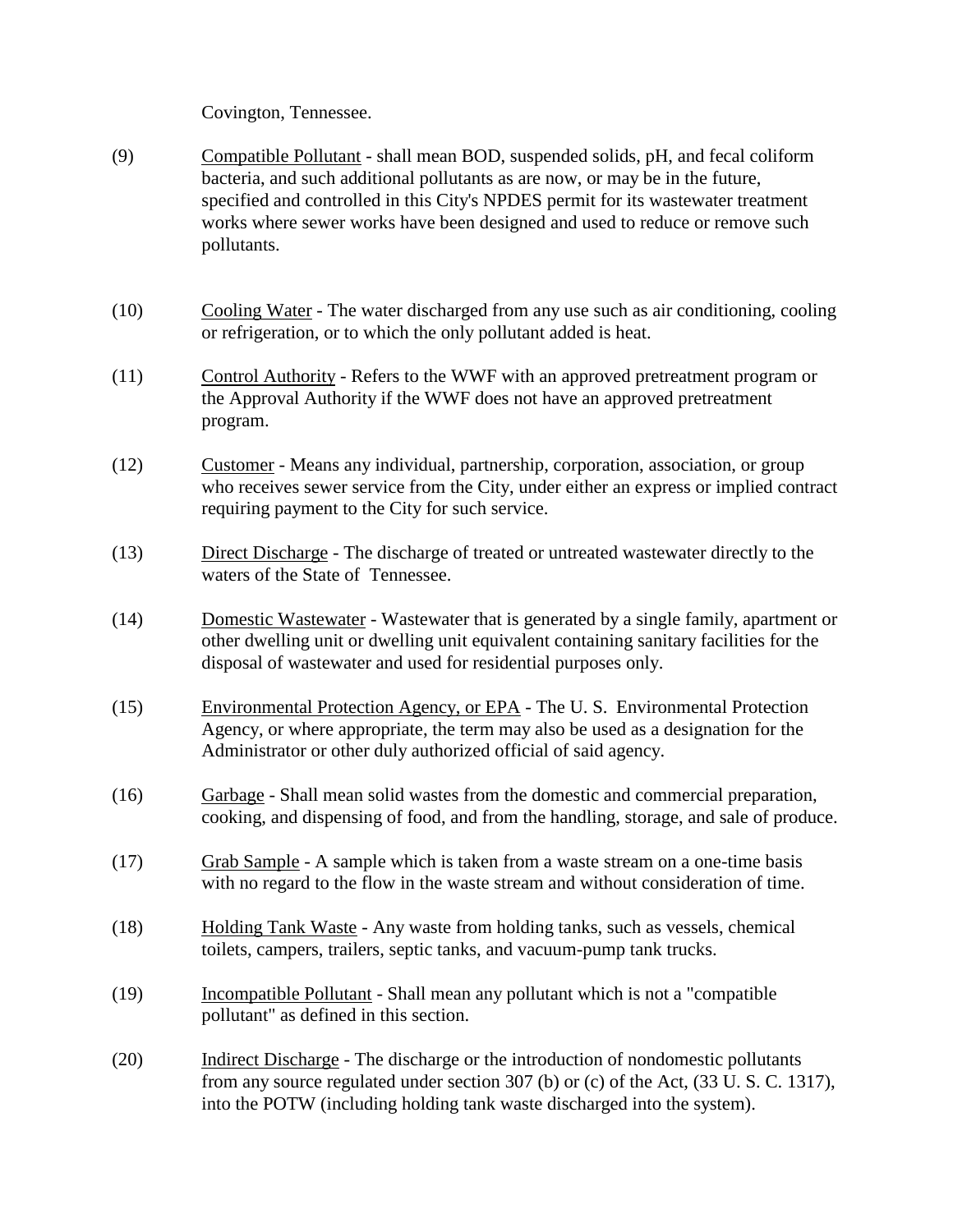Covington, Tennessee.

(9) Compatible Pollutant - shall mean BOD, suspended solids, pH, and fecal coliform bacteria, and such additional pollutants as are now, or may be in the future, specified and controlled in this City's NPDES permit for its wastewater treatment works where sewer works have been designed and used to reduce or remove such pollutants.

(10) Cooling Water - The water discharged from any use such as air conditioning, cooling or refrigeration, or to which the only pollutant added is heat.

(11) Control Authority - Refers to the WWF with an approved pretreatment program or the Approval Authority if the WWF does not have an approved pretreatment program.

(12) Customer - Means any individual, partnership, corporation, association, or group who receives sewer service from the City, under either an express or implied contract requiring payment to the City for such service.

(13) Direct Discharge - The discharge of treated or untreated wastewater directly to the waters of the State of Tennessee.

(14) Domestic Wastewater - Wastewater that is generated by a single family, apartment or other dwelling unit or dwelling unit equivalent containing sanitary facilities for the disposal of wastewater and used for residential purposes only.

(15) Environmental Protection Agency, or EPA - The U. S. Environmental Protection Agency, or where appropriate, the term may also be used as a designation for the Administrator or other duly authorized official of said agency.

(16) Garbage - Shall mean solid wastes from the domestic and commercial preparation, cooking, and dispensing of food, and from the handling, storage, and sale of produce.

(17) Grab Sample - A sample which is taken from a waste stream on a one-time basis with no regard to the flow in the waste stream and without consideration of time.

(18) Holding Tank Waste - Any waste from holding tanks, such as vessels, chemical toilets, campers, trailers, septic tanks, and vacuum-pump tank trucks.

(19) Incompatible Pollutant - Shall mean any pollutant which is not a "compatible pollutant" as defined in this section.

(20) Indirect Discharge - The discharge or the introduction of nondomestic pollutants from any source regulated under section 307 (b) or (c) of the Act, (33 U. S. C. 1317), into the POTW (including holding tank waste discharged into the system).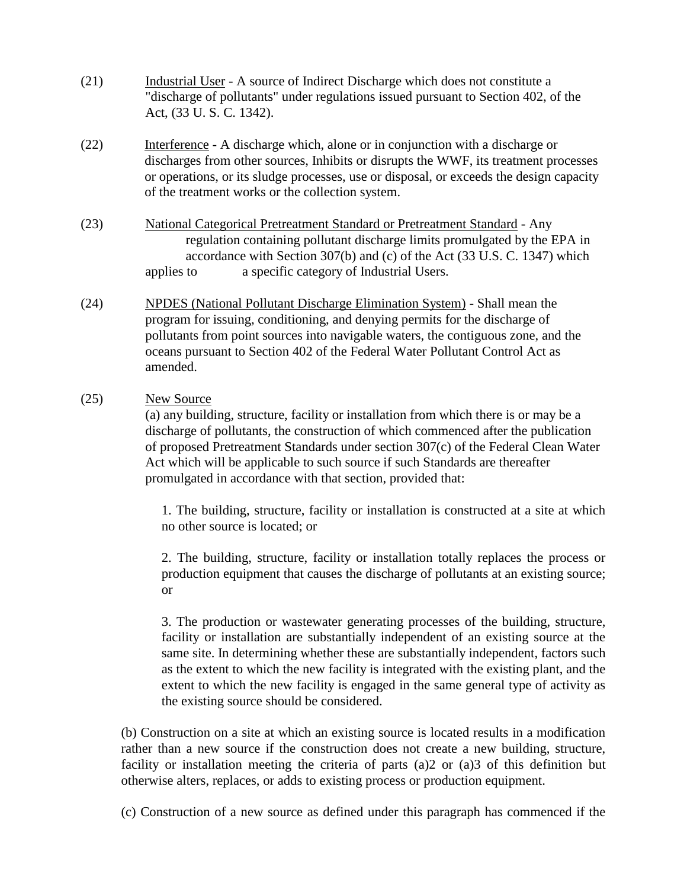(21) Industrial User - A source of Indirect Discharge which does not constitute a "discharge of pollutants" under regulations issued pursuant to Section 402, of the Act, (33 U. S. C. 1342).

(22) Interference - A discharge which, alone or in conjunction with a discharge or discharges from other sources, Inhibits or disrupts the WWF, its treatment processes or operations, or its sludge processes, use or disposal, or exceeds the design capacity of the treatment works or the collection system.

(23) National Categorical Pretreatment Standard or Pretreatment Standard - Any regulation containing pollutant discharge limits promulgated by the EPA in accordance with Section 307(b) and (c) of the Act (33 U.S. C. 1347) which applies to a specific category of Industrial Users.

(24) NPDES (National Pollutant Discharge Elimination System) - Shall mean the program for issuing, conditioning, and denying permits for the discharge of pollutants from point sources into navigable waters, the contiguous zone, and the oceans pursuant to Section 402 of the Federal Water Pollutant Control Act as amended.

(25) New Source

(a) any building, structure, facility or installation from which there is or may be a discharge of pollutants, the construction of which commenced after the publication of proposed Pretreatment Standards under section 307(c) of the Federal Clean Water Act which will be applicable to such source if such Standards are thereafter promulgated in accordance with that section, provided that:

1. The building, structure, facility or installation is constructed at a site at which no other source is located; or

2. The building, structure, facility or installation totally replaces the process or production equipment that causes the discharge of pollutants at an existing source; or

3. The production or wastewater generating processes of the building, structure, facility or installation are substantially independent of an existing source at the same site. In determining whether these are substantially independent, factors such as the extent to which the new facility is integrated with the existing plant, and the extent to which the new facility is engaged in the same general type of activity as the existing source should be considered.

(b) Construction on a site at which an existing source is located results in a modification rather than a new source if the construction does not create a new building, structure, facility or installation meeting the criteria of parts (a)2 or (a)3 of this definition but otherwise alters, replaces, or adds to existing process or production equipment.

(c) Construction of a new source as defined under this paragraph has commenced if the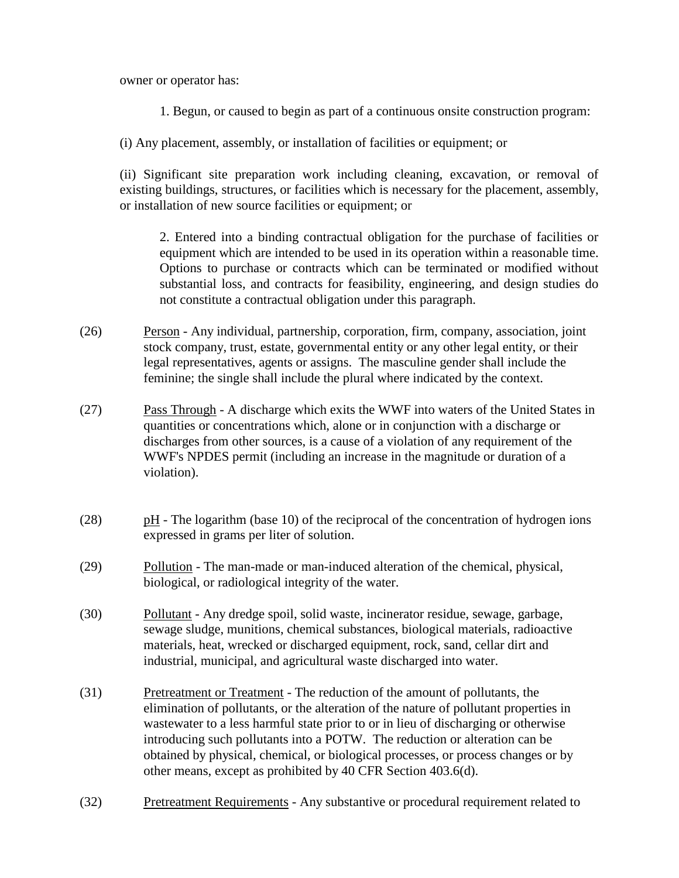owner or operator has:

1. Begun, or caused to begin as part of a continuous onsite construction program:

(i) Any placement, assembly, or installation of facilities or equipment; or

(ii) Significant site preparation work including cleaning, excavation, or removal of existing buildings, structures, or facilities which is necessary for the placement, assembly, or installation of new source facilities or equipment; or

2. Entered into a binding contractual obligation for the purchase of facilities or equipment which are intended to be used in its operation within a reasonable time. Options to purchase or contracts which can be terminated or modified without substantial loss, and contracts for feasibility, engineering, and design studies do not constitute a contractual obligation under this paragraph.

(26) Person - Any individual, partnership, corporation, firm, company, association, joint stock company, trust, estate, governmental entity or any other legal entity, or their legal representatives, agents or assigns. The masculine gender shall include the feminine; the single shall include the plural where indicated by the context.

(27) Pass Through - A discharge which exits the WWF into waters of the United States in quantities or concentrations which, alone or in conjunction with a discharge or discharges from other sources, is a cause of a violation of any requirement of the WWF's NPDES permit (including an increase in the magnitude or duration of a violation).

(28) pH - The logarithm (base 10) of the reciprocal of the concentration of hydrogen ions expressed in grams per liter of solution.

(29) Pollution - The man-made or man-induced alteration of the chemical, physical, biological, or radiological integrity of the water.

(30) Pollutant - Any dredge spoil, solid waste, incinerator residue, sewage, garbage, sewage sludge, munitions, chemical substances, biological materials, radioactive materials, heat, wrecked or discharged equipment, rock, sand, cellar dirt and industrial, municipal, and agricultural waste discharged into water.

(31) Pretreatment or Treatment - The reduction of the amount of pollutants, the elimination of pollutants, or the alteration of the nature of pollutant properties in wastewater to a less harmful state prior to or in lieu of discharging or otherwise introducing such pollutants into a POTW. The reduction or alteration can be obtained by physical, chemical, or biological processes, or process changes or by other means, except as prohibited by 40 CFR Section 403.6(d).

(32) Pretreatment Requirements - Any substantive or procedural requirement related to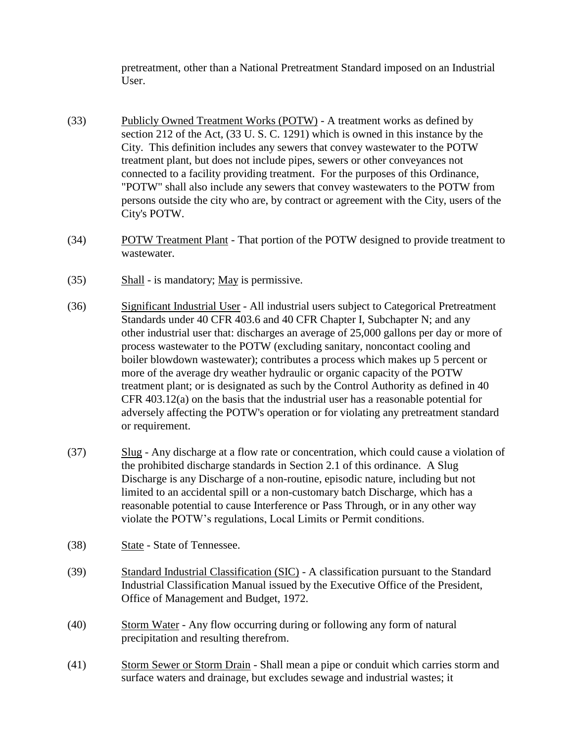pretreatment, other than a National Pretreatment Standard imposed on an Industrial User.

(33) Publicly Owned Treatment Works (POTW) - A treatment works as defined by section 212 of the Act, (33 U. S. C. 1291) which is owned in this instance by the City. This definition includes any sewers that convey wastewater to the POTW treatment plant, but does not include pipes, sewers or other conveyances not connected to a facility providing treatment. For the purposes of this Ordinance, "POTW" shall also include any sewers that convey wastewaters to the POTW from persons outside the city who are, by contract or agreement with the City, users of the City's POTW.

(34) POTW Treatment Plant - That portion of the POTW designed to provide treatment to wastewater.

(35) Shall - is mandatory; May is permissive.

(36) Significant Industrial User - All industrial users subject to Categorical Pretreatment Standards under 40 CFR 403.6 and 40 CFR Chapter I, Subchapter N; and any other industrial user that: discharges an average of 25,000 gallons per day or more of process wastewater to the POTW (excluding sanitary, noncontact cooling and boiler blowdown wastewater); contributes a process which makes up 5 percent or more of the average dry weather hydraulic or organic capacity of the POTW treatment plant; or is designated as such by the Control Authority as defined in 40 CFR 403.12(a) on the basis that the industrial user has a reasonable potential for adversely affecting the POTW's operation or for violating any pretreatment standard or requirement.

(37) Slug - Any discharge at a flow rate or concentration, which could cause a violation of the prohibited discharge standards in Section 2.1 of this ordinance. A Slug Discharge is any Discharge of a non-routine, episodic nature, including but not limited to an accidental spill or a non-customary batch Discharge, which has a reasonable potential to cause Interference or Pass Through, or in any other way violate the POTW's regulations, Local Limits or Permit conditions.

(38) State - State of Tennessee.

(39) Standard Industrial Classification (SIC) - A classification pursuant to the Standard Industrial Classification Manual issued by the Executive Office of the President, Office of Management and Budget, 1972.

(40) Storm Water - Any flow occurring during or following any form of natural precipitation and resulting therefrom.

(41) Storm Sewer or Storm Drain - Shall mean a pipe or conduit which carries storm and surface waters and drainage, but excludes sewage and industrial wastes; it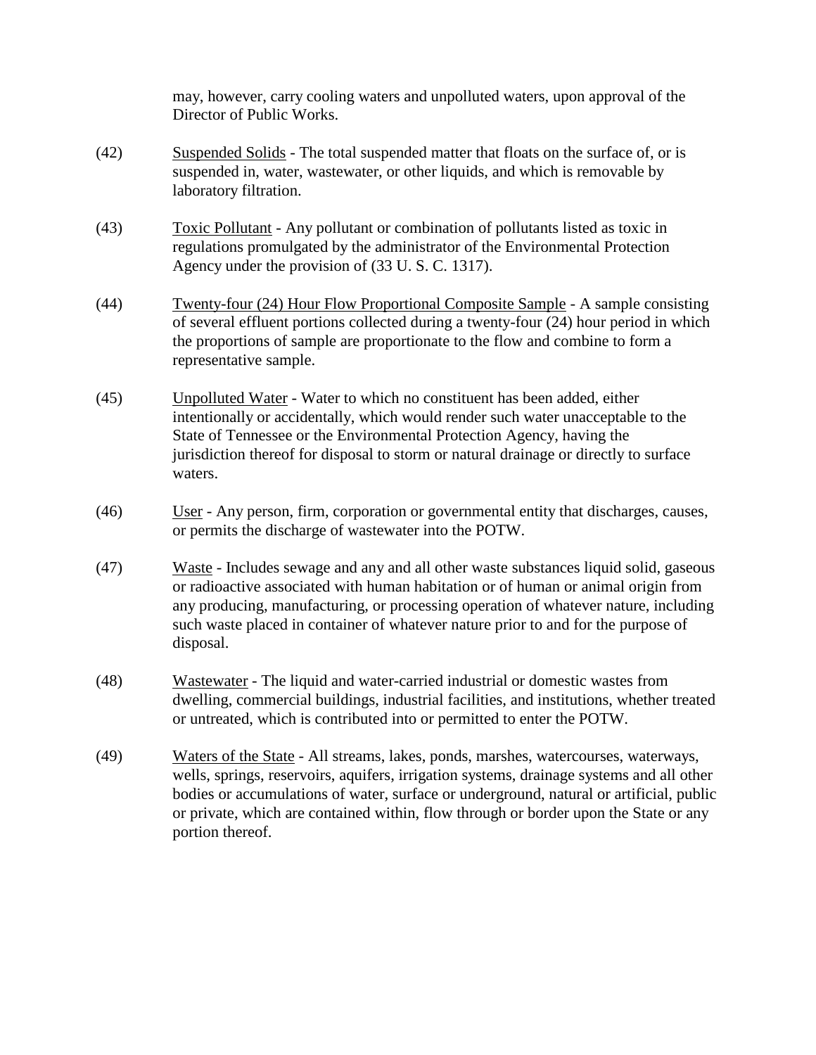may, however, carry cooling waters and unpolluted waters, upon approval of the Director of Public Works.

(42) Suspended Solids - The total suspended matter that floats on the surface of, or is suspended in, water, wastewater, or other liquids, and which is removable by laboratory filtration.

(43) Toxic Pollutant - Any pollutant or combination of pollutants listed as toxic in regulations promulgated by the administrator of the Environmental Protection Agency under the provision of (33 U. S. C. 1317).

(44) Twenty-four (24) Hour Flow Proportional Composite Sample - A sample consisting of several effluent portions collected during a twenty-four (24) hour period in which the proportions of sample are proportionate to the flow and combine to form a representative sample.

(45) Unpolluted Water - Water to which no constituent has been added, either intentionally or accidentally, which would render such water unacceptable to the State of Tennessee or the Environmental Protection Agency, having the jurisdiction thereof for disposal to storm or natural drainage or directly to surface waters.

(46) User - Any person, firm, corporation or governmental entity that discharges, causes, or permits the discharge of wastewater into the POTW.

(47) Waste - Includes sewage and any and all other waste substances liquid solid, gaseous or radioactive associated with human habitation or of human or animal origin from any producing, manufacturing, or processing operation of whatever nature, including such waste placed in container of whatever nature prior to and for the purpose of disposal.

(48) Wastewater - The liquid and water-carried industrial or domestic wastes from dwelling, commercial buildings, industrial facilities, and institutions, whether treated or untreated, which is contributed into or permitted to enter the POTW.

(49) Waters of the State - All streams, lakes, ponds, marshes, watercourses, waterways, wells, springs, reservoirs, aquifers, irrigation systems, drainage systems and all other bodies or accumulations of water, surface or underground, natural or artificial, public or private, which are contained within, flow through or border upon the State or any portion thereof.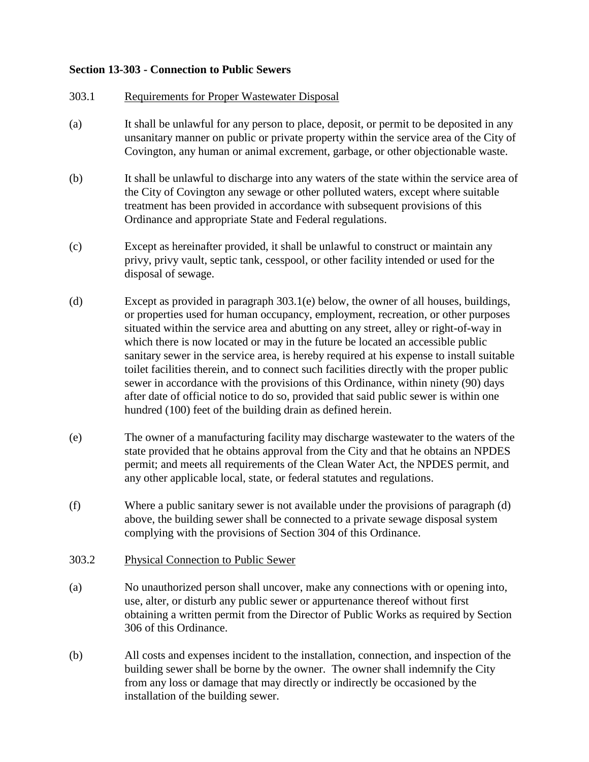**Section 13-303 - Connection to Public Sewers**

303.1 Requirements for Proper Wastewater Disposal

(a) It shall be unlawful for any person to place, deposit, or permit to be deposited in any unsanitary manner on public or private property within the service area of the City of Covington, any human or animal excrement, garbage, or other objectionable waste.

(b) It shall be unlawful to discharge into any waters of the state within the service area of the City of Covington any sewage or other polluted waters, except where suitable treatment has been provided in accordance with subsequent provisions of this Ordinance and appropriate State and Federal regulations.

(c) Except as hereinafter provided, it shall be unlawful to construct or maintain any privy, privy vault, septic tank, cesspool, or other facility intended or used for the disposal of sewage.

(d) Except as provided in paragraph 303.1(e) below, the owner of all houses, buildings, or properties used for human occupancy, employment, recreation, or other purposes situated within the service area and abutting on any street, alley or right-of-way in which there is now located or may in the future be located an accessible public sanitary sewer in the service area, is hereby required at his expense to install suitable toilet facilities therein, and to connect such facilities directly with the proper public sewer in accordance with the provisions of this Ordinance, within ninety (90) days after date of official notice to do so, provided that said public sewer is within one hundred (100) feet of the building drain as defined herein.

(e) The owner of a manufacturing facility may discharge wastewater to the waters of the state provided that he obtains approval from the City and that he obtains an NPDES permit; and meets all requirements of the Clean Water Act, the NPDES permit, and any other applicable local, state, or federal statutes and regulations.

(f) Where a public sanitary sewer is not available under the provisions of paragraph (d) above, the building sewer shall be connected to a private sewage disposal system complying with the provisions of Section 304 of this Ordinance.

303.2 Physical Connection to Public Sewer

(a) No unauthorized person shall uncover, make any connections with or opening into, use, alter, or disturb any public sewer or appurtenance thereof without first obtaining a written permit from the Director of Public Works as required by Section 306 of this Ordinance.

(b) All costs and expenses incident to the installation, connection, and inspection of the building sewer shall be borne by the owner. The owner shall indemnify the City from any loss or damage that may directly or indirectly be occasioned by the installation of the building sewer.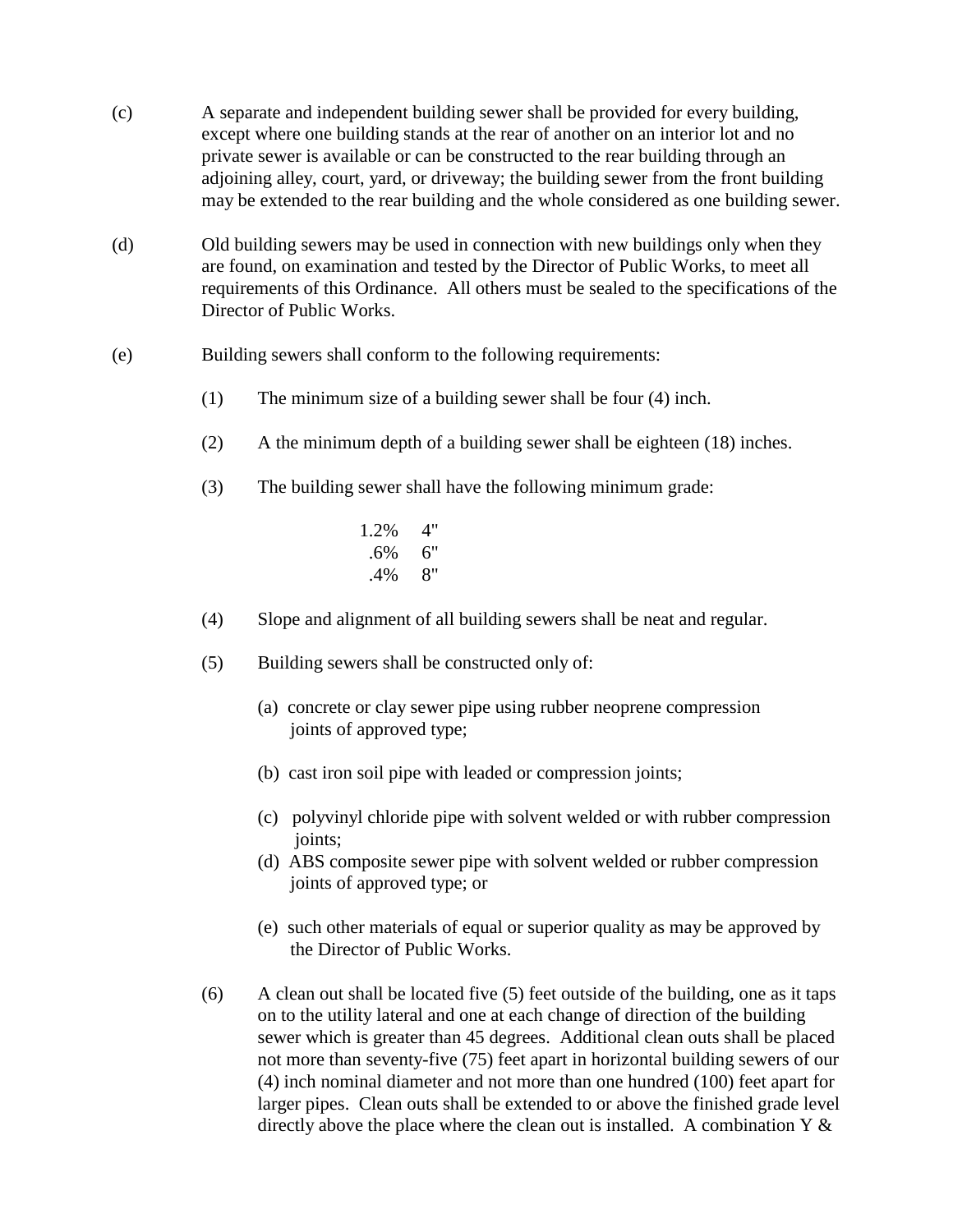(c) A separate and independent building sewer shall be provided for every building, except where one building stands at the rear of another on an interior lot and no private sewer is available or can be constructed to the rear building through an adjoining alley, court, yard, or driveway; the building sewer from the front building may be extended to the rear building and the whole considered as one building sewer.

(d) Old building sewers may be used in connection with new buildings only when they are found, on examination and tested by the Director of Public Works, to meet all requirements of this Ordinance. All others must be sealed to the specifications of the Director of Public Works.

(e) Building sewers shall conform to the following requirements:

(1) The minimum size of a building sewer shall be four (4) inch.

(2) A the minimum depth of a building sewer shall be eighteen (18) inches.

(3) The building sewer shall have the following minimum grade:

| | |
|---|---|
| 1.2% | 4" |
| .6% | 6" |
| .4% | 8" |

(4) Slope and alignment of all building sewers shall be neat and regular.

(5) Building sewers shall be constructed only of:

(a) concrete or clay sewer pipe using rubber neoprene compression joints of approved type;

(b) cast iron soil pipe with leaded or compression joints;

(c) polyvinyl chloride pipe with solvent welded or with rubber compression joints;

(d) ABS composite sewer pipe with solvent welded or rubber compression joints of approved type; or

(e) such other materials of equal or superior quality as may be approved by the Director of Public Works.

(6) A clean out shall be located five (5) feet outside of the building, one as it taps on to the utility lateral and one at each change of direction of the building sewer which is greater than 45 degrees. Additional clean outs shall be placed not more than seventy-five (75) feet apart in horizontal building sewers of our (4) inch nominal diameter and not more than one hundred (100) feet apart for larger pipes. Clean outs shall be extended to or above the finished grade level directly above the place where the clean out is installed. A combination Y &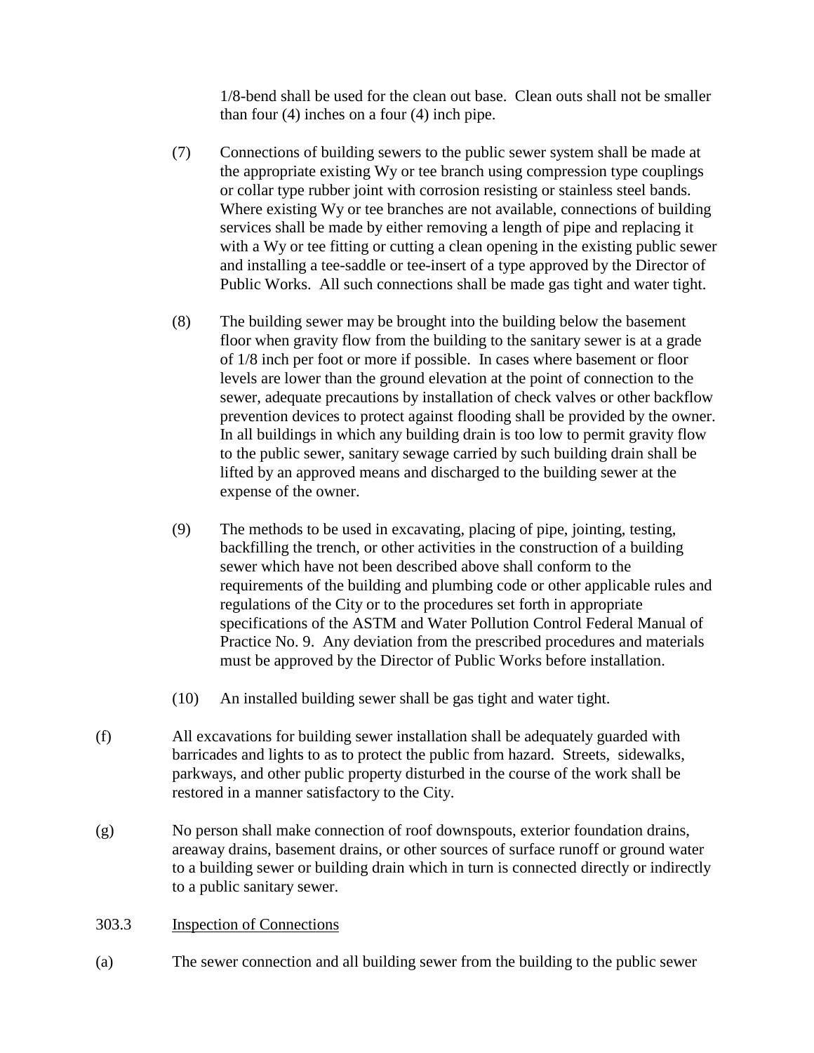1/8-bend shall be used for the clean out base. Clean outs shall not be smaller than four (4) inches on a four (4) inch pipe.

(7) Connections of building sewers to the public sewer system shall be made at the appropriate existing Wy or tee branch using compression type couplings or collar type rubber joint with corrosion resisting or stainless steel bands. Where existing Wy or tee branches are not available, connections of building services shall be made by either removing a length of pipe and replacing it with a Wy or tee fitting or cutting a clean opening in the existing public sewer and installing a tee-saddle or tee-insert of a type approved by the Director of Public Works. All such connections shall be made gas tight and water tight.

(8) The building sewer may be brought into the building below the basement floor when gravity flow from the building to the sanitary sewer is at a grade of 1/8 inch per foot or more if possible. In cases where basement or floor levels are lower than the ground elevation at the point of connection to the sewer, adequate precautions by installation of check valves or other backflow prevention devices to protect against flooding shall be provided by the owner. In all buildings in which any building drain is too low to permit gravity flow to the public sewer, sanitary sewage carried by such building drain shall be lifted by an approved means and discharged to the building sewer at the expense of the owner.

(9) The methods to be used in excavating, placing of pipe, jointing, testing, backfilling the trench, or other activities in the construction of a building sewer which have not been described above shall conform to the requirements of the building and plumbing code or other applicable rules and regulations of the City or to the procedures set forth in appropriate specifications of the ASTM and Water Pollution Control Federal Manual of Practice No. 9. Any deviation from the prescribed procedures and materials must be approved by the Director of Public Works before installation.

(10) An installed building sewer shall be gas tight and water tight.

(f) All excavations for building sewer installation shall be adequately guarded with barricades and lights to as to protect the public from hazard. Streets, sidewalks, parkways, and other public property disturbed in the course of the work shall be restored in a manner satisfactory to the City.

(g) No person shall make connection of roof downspouts, exterior foundation drains, areaway drains, basement drains, or other sources of surface runoff or ground water to a building sewer or building drain which in turn is connected directly or indirectly to a public sanitary sewer.

303.3 Inspection of Connections

(a) The sewer connection and all building sewer from the building to the public sewer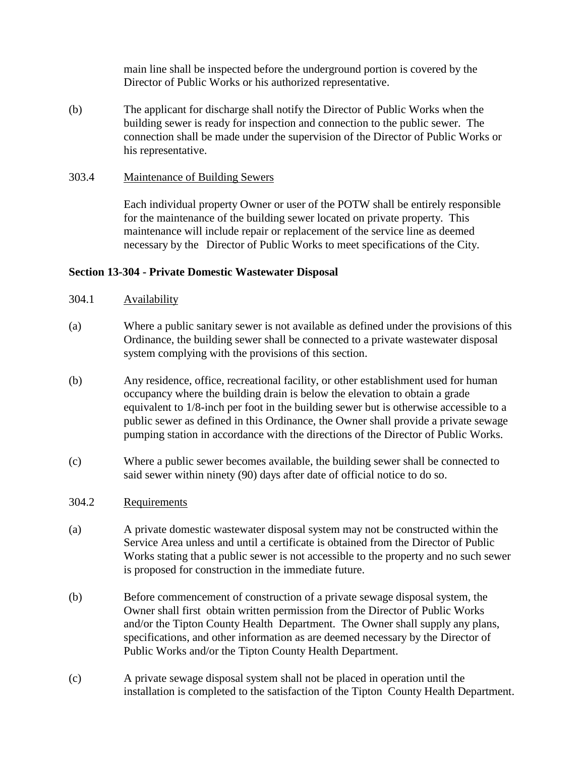main line shall be inspected before the underground portion is covered by the Director of Public Works or his authorized representative.

(b) The applicant for discharge shall notify the Director of Public Works when the building sewer is ready for inspection and connection to the public sewer. The connection shall be made under the supervision of the Director of Public Works or his representative.

303.4 <u>Maintenance of Building Sewers</u>

Each individual property Owner or user of the POTW shall be entirely responsible for the maintenance of the building sewer located on private property. This maintenance will include repair or replacement of the service line as deemed necessary by the Director of Public Works to meet specifications of the City.

**Section 13-304 - Private Domestic Wastewater Disposal**

304.1 <u>Availability</u>

(a) Where a public sanitary sewer is not available as defined under the provisions of this Ordinance, the building sewer shall be connected to a private wastewater disposal system complying with the provisions of this section.

(b) Any residence, office, recreational facility, or other establishment used for human occupancy where the building drain is below the elevation to obtain a grade equivalent to 1/8-inch per foot in the building sewer but is otherwise accessible to a public sewer as defined in this Ordinance, the Owner shall provide a private sewage pumping station in accordance with the directions of the Director of Public Works.

(c) Where a public sewer becomes available, the building sewer shall be connected to said sewer within ninety (90) days after date of official notice to do so.

304.2 <u>Requirements</u>

(a) A private domestic wastewater disposal system may not be constructed within the Service Area unless and until a certificate is obtained from the Director of Public Works stating that a public sewer is not accessible to the property and no such sewer is proposed for construction in the immediate future.

(b) Before commencement of construction of a private sewage disposal system, the Owner shall first obtain written permission from the Director of Public Works and/or the Tipton County Health Department. The Owner shall supply any plans, specifications, and other information as are deemed necessary by the Director of Public Works and/or the Tipton County Health Department.

(c) A private sewage disposal system shall not be placed in operation until the installation is completed to the satisfaction of the Tipton County Health Department.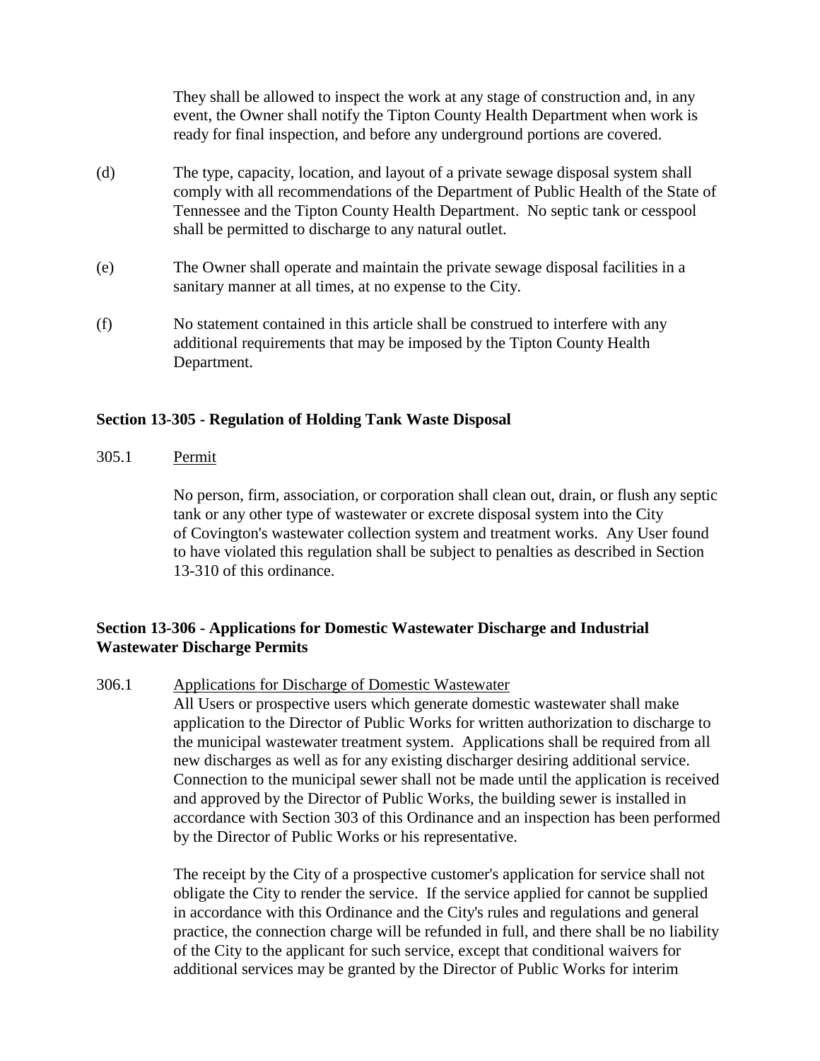They shall be allowed to inspect the work at any stage of construction and, in any event, the Owner shall notify the Tipton County Health Department when work is ready for final inspection, and before any underground portions are covered.

(d) The type, capacity, location, and layout of a private sewage disposal system shall comply with all recommendations of the Department of Public Health of the State of Tennessee and the Tipton County Health Department. No septic tank or cesspool shall be permitted to discharge to any natural outlet.

(e) The Owner shall operate and maintain the private sewage disposal facilities in a sanitary manner at all times, at no expense to the City.

(f) No statement contained in this article shall be construed to interfere with any additional requirements that may be imposed by the Tipton County Health Department.

### Section 13-305 - Regulation of Holding Tank Waste Disposal

305.1 Permit

No person, firm, association, or corporation shall clean out, drain, or flush any septic tank or any other type of wastewater or excrete disposal system into the City of Covington's wastewater collection system and treatment works. Any User found to have violated this regulation shall be subject to penalties as described in Section 13-310 of this ordinance.

### Section 13-306 - Applications for Domestic Wastewater Discharge and Industrial Wastewater Discharge Permits

306.1 Applications for Discharge of Domestic Wastewater

All Users or prospective users which generate domestic wastewater shall make application to the Director of Public Works for written authorization to discharge to the municipal wastewater treatment system. Applications shall be required from all new discharges as well as for any existing discharger desiring additional service. Connection to the municipal sewer shall not be made until the application is received and approved by the Director of Public Works, the building sewer is installed in accordance with Section 303 of this Ordinance and an inspection has been performed by the Director of Public Works or his representative.

The receipt by the City of a prospective customer's application for service shall not obligate the City to render the service. If the service applied for cannot be supplied in accordance with this Ordinance and the City's rules and regulations and general practice, the connection charge will be refunded in full, and there shall be no liability of the City to the applicant for such service, except that conditional waivers for additional services may be granted by the Director of Public Works for interim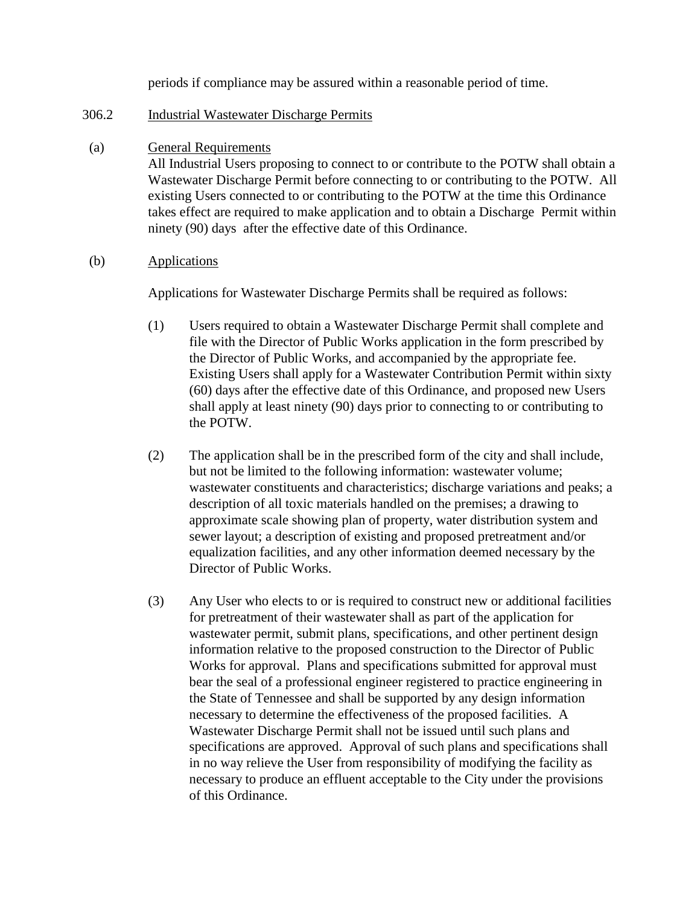periods if compliance may be assured within a reasonable period of time.

306.2 Industrial Wastewater Discharge Permits

(a) General Requirements

All Industrial Users proposing to connect to or contribute to the POTW shall obtain a Wastewater Discharge Permit before connecting to or contributing to the POTW. All existing Users connected to or contributing to the POTW at the time this Ordinance takes effect are required to make application and to obtain a Discharge Permit within ninety (90) days after the effective date of this Ordinance.

(b) Applications

Applications for Wastewater Discharge Permits shall be required as follows:

(1) Users required to obtain a Wastewater Discharge Permit shall complete and file with the Director of Public Works application in the form prescribed by the Director of Public Works, and accompanied by the appropriate fee. Existing Users shall apply for a Wastewater Contribution Permit within sixty (60) days after the effective date of this Ordinance, and proposed new Users shall apply at least ninety (90) days prior to connecting to or contributing to the POTW.

(2) The application shall be in the prescribed form of the city and shall include, but not be limited to the following information: wastewater volume; wastewater constituents and characteristics; discharge variations and peaks; a description of all toxic materials handled on the premises; a drawing to approximate scale showing plan of property, water distribution system and sewer layout; a description of existing and proposed pretreatment and/or equalization facilities, and any other information deemed necessary by the Director of Public Works.

(3) Any User who elects to or is required to construct new or additional facilities for pretreatment of their wastewater shall as part of the application for wastewater permit, submit plans, specifications, and other pertinent design information relative to the proposed construction to the Director of Public Works for approval. Plans and specifications submitted for approval must bear the seal of a professional engineer registered to practice engineering in the State of Tennessee and shall be supported by any design information necessary to determine the effectiveness of the proposed facilities. A Wastewater Discharge Permit shall not be issued until such plans and specifications are approved. Approval of such plans and specifications shall in no way relieve the User from responsibility of modifying the facility as necessary to produce an effluent acceptable to the City under the provisions of this Ordinance.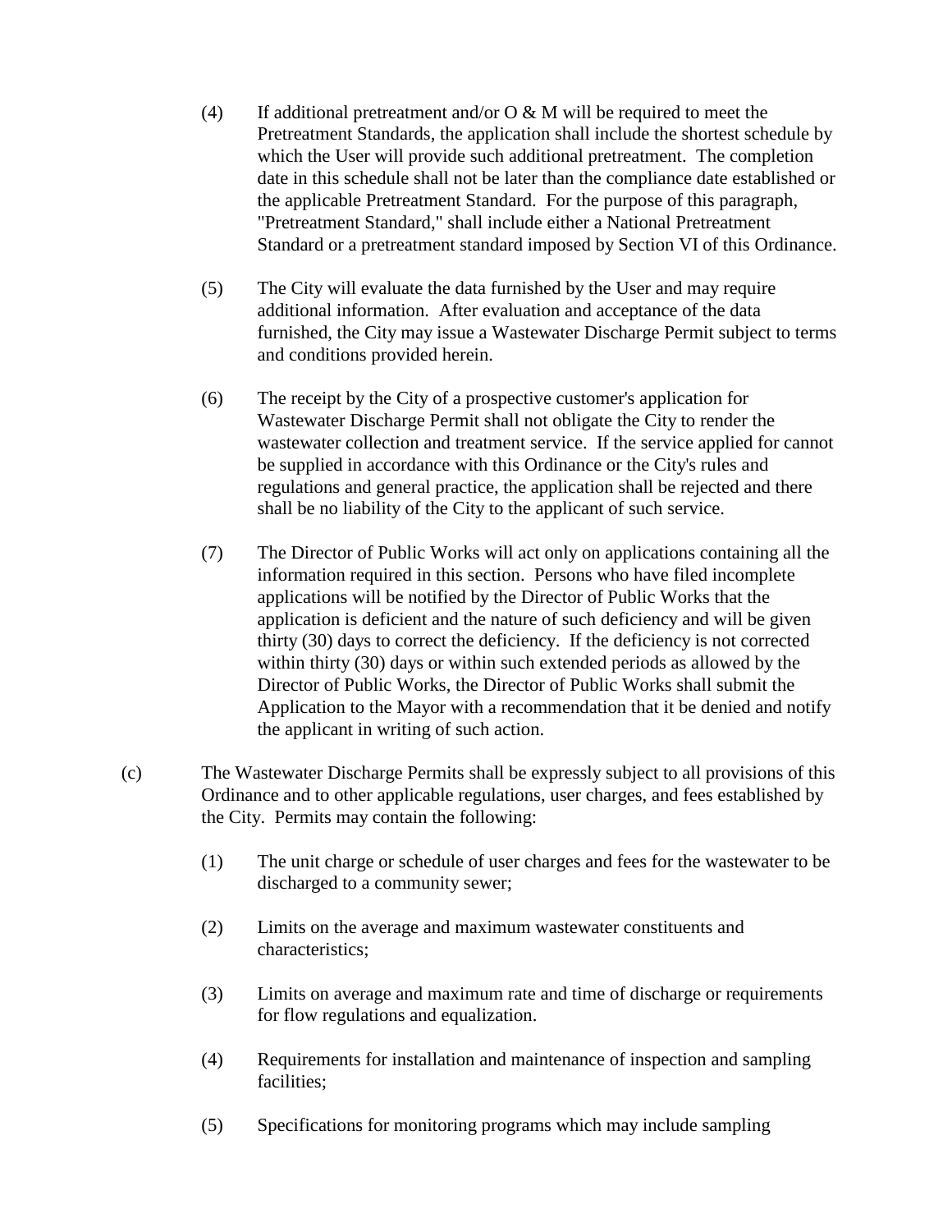(4) If additional pretreatment and/or O & M will be required to meet the Pretreatment Standards, the application shall include the shortest schedule by which the User will provide such additional pretreatment. The completion date in this schedule shall not be later than the compliance date established or the applicable Pretreatment Standard. For the purpose of this paragraph, "Pretreatment Standard," shall include either a National Pretreatment Standard or a pretreatment standard imposed by Section VI of this Ordinance.

(5) The City will evaluate the data furnished by the User and may require additional information. After evaluation and acceptance of the data furnished, the City may issue a Wastewater Discharge Permit subject to terms and conditions provided herein.

(6) The receipt by the City of a prospective customer's application for Wastewater Discharge Permit shall not obligate the City to render the wastewater collection and treatment service. If the service applied for cannot be supplied in accordance with this Ordinance or the City's rules and regulations and general practice, the application shall be rejected and there shall be no liability of the City to the applicant of such service.

(7) The Director of Public Works will act only on applications containing all the information required in this section. Persons who have filed incomplete applications will be notified by the Director of Public Works that the application is deficient and the nature of such deficiency and will be given thirty (30) days to correct the deficiency. If the deficiency is not corrected within thirty (30) days or within such extended periods as allowed by the Director of Public Works, the Director of Public Works shall submit the Application to the Mayor with a recommendation that it be denied and notify the applicant in writing of such action.

(c) The Wastewater Discharge Permits shall be expressly subject to all provisions of this Ordinance and to other applicable regulations, user charges, and fees established by the City. Permits may contain the following:

(1) The unit charge or schedule of user charges and fees for the wastewater to be discharged to a community sewer;

(2) Limits on the average and maximum wastewater constituents and characteristics;

(3) Limits on average and maximum rate and time of discharge or requirements for flow regulations and equalization.

(4) Requirements for installation and maintenance of inspection and sampling facilities;

(5) Specifications for monitoring programs which may include sampling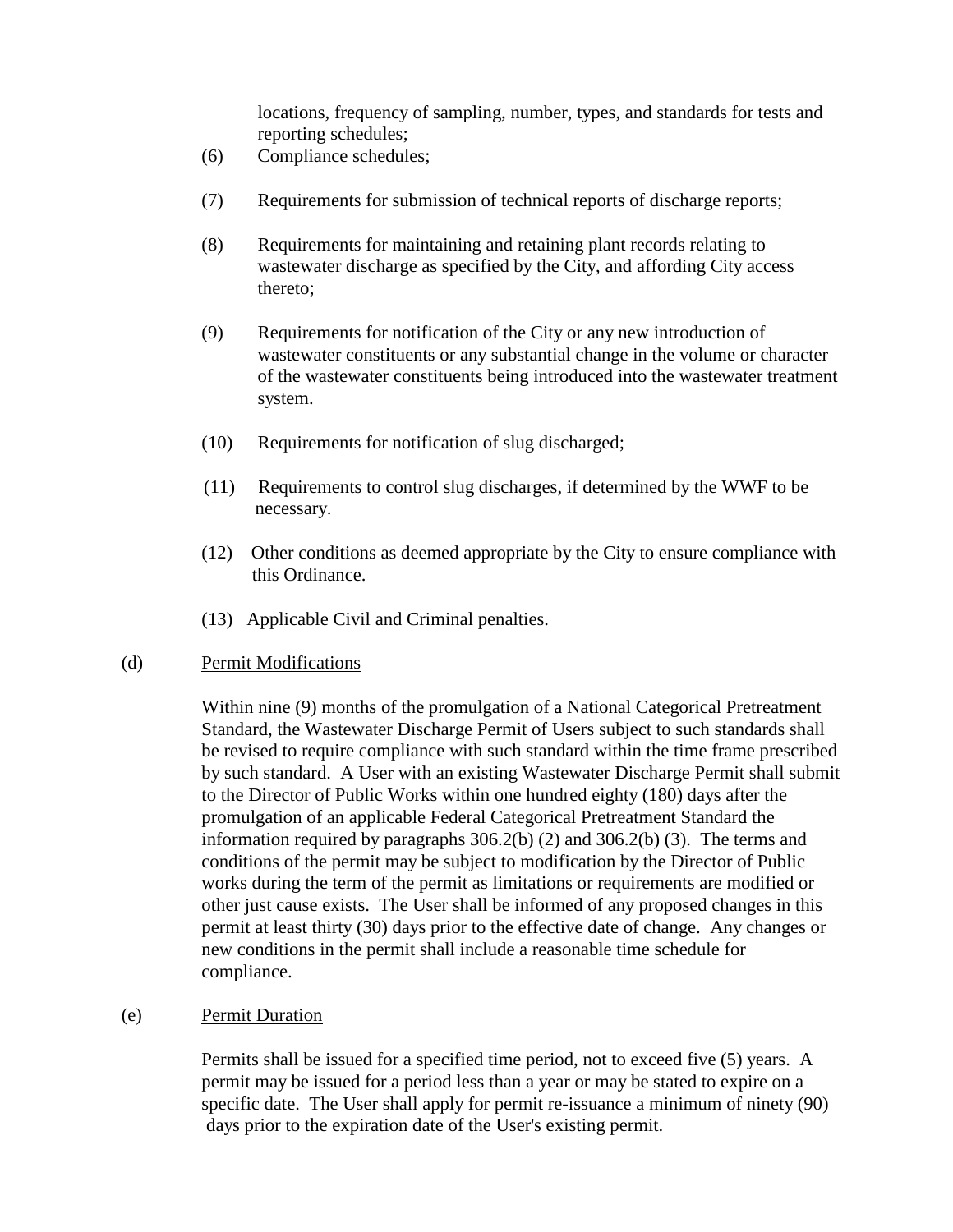locations, frequency of sampling, number, types, and standards for tests and reporting schedules;

(6) Compliance schedules;

(7) Requirements for submission of technical reports of discharge reports;

(8) Requirements for maintaining and retaining plant records relating to wastewater discharge as specified by the City, and affording City access thereto;

(9) Requirements for notification of the City or any new introduction of wastewater constituents or any substantial change in the volume or character of the wastewater constituents being introduced into the wastewater treatment system.

(10) Requirements for notification of slug discharged;

(11) Requirements to control slug discharges, if determined by the WWF to be necessary.

(12) Other conditions as deemed appropriate by the City to ensure compliance with this Ordinance.

(13) Applicable Civil and Criminal penalties.

(d) Permit Modifications

Within nine (9) months of the promulgation of a National Categorical Pretreatment Standard, the Wastewater Discharge Permit of Users subject to such standards shall be revised to require compliance with such standard within the time frame prescribed by such standard. A User with an existing Wastewater Discharge Permit shall submit to the Director of Public Works within one hundred eighty (180) days after the promulgation of an applicable Federal Categorical Pretreatment Standard the information required by paragraphs 306.2(b) (2) and 306.2(b) (3). The terms and conditions of the permit may be subject to modification by the Director of Public works during the term of the permit as limitations or requirements are modified or other just cause exists. The User shall be informed of any proposed changes in this permit at least thirty (30) days prior to the effective date of change. Any changes or new conditions in the permit shall include a reasonable time schedule for compliance.

(e) Permit Duration

Permits shall be issued for a specified time period, not to exceed five (5) years. A permit may be issued for a period less than a year or may be stated to expire on a specific date. The User shall apply for permit re-issuance a minimum of ninety (90) days prior to the expiration date of the User's existing permit.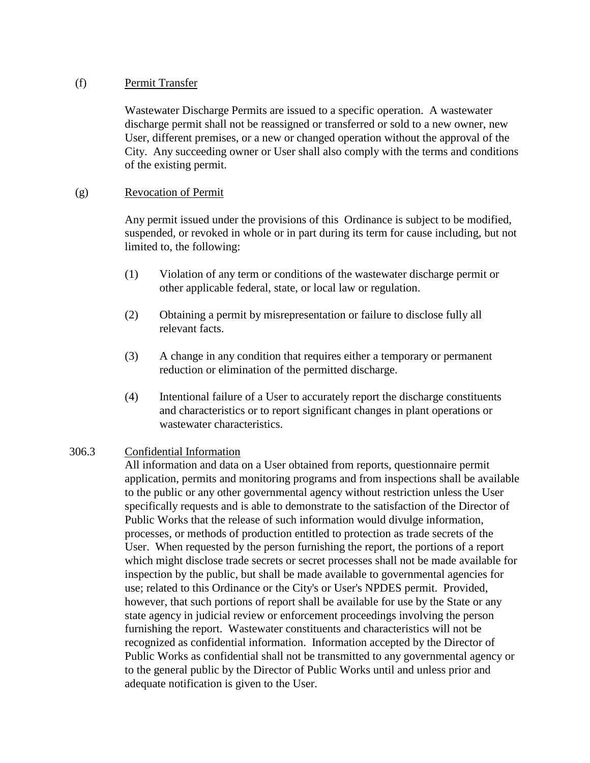(f) <u>Permit Transfer</u>

Wastewater Discharge Permits are issued to a specific operation. A wastewater discharge permit shall not be reassigned or transferred or sold to a new owner, new User, different premises, or a new or changed operation without the approval of the City. Any succeeding owner or User shall also comply with the terms and conditions of the existing permit.

(g) <u>Revocation of Permit</u>

Any permit issued under the provisions of this Ordinance is subject to be modified, suspended, or revoked in whole or in part during its term for cause including, but not limited to, the following:

(1) Violation of any term or conditions of the wastewater discharge permit or other applicable federal, state, or local law or regulation.

(2) Obtaining a permit by misrepresentation or failure to disclose fully all relevant facts.

(3) A change in any condition that requires either a temporary or permanent reduction or elimination of the permitted discharge.

(4) Intentional failure of a User to accurately report the discharge constituents and characteristics or to report significant changes in plant operations or wastewater characteristics.

306.3 <u>Confidential Information</u>

All information and data on a User obtained from reports, questionnaire permit application, permits and monitoring programs and from inspections shall be available to the public or any other governmental agency without restriction unless the User specifically requests and is able to demonstrate to the satisfaction of the Director of Public Works that the release of such information would divulge information, processes, or methods of production entitled to protection as trade secrets of the User. When requested by the person furnishing the report, the portions of a report which might disclose trade secrets or secret processes shall not be made available for inspection by the public, but shall be made available to governmental agencies for use; related to this Ordinance or the City's or User's NPDES permit. Provided, however, that such portions of report shall be available for use by the State or any state agency in judicial review or enforcement proceedings involving the person furnishing the report. Wastewater constituents and characteristics will not be recognized as confidential information. Information accepted by the Director of Public Works as confidential shall not be transmitted to any governmental agency or to the general public by the Director of Public Works until and unless prior and adequate notification is given to the User.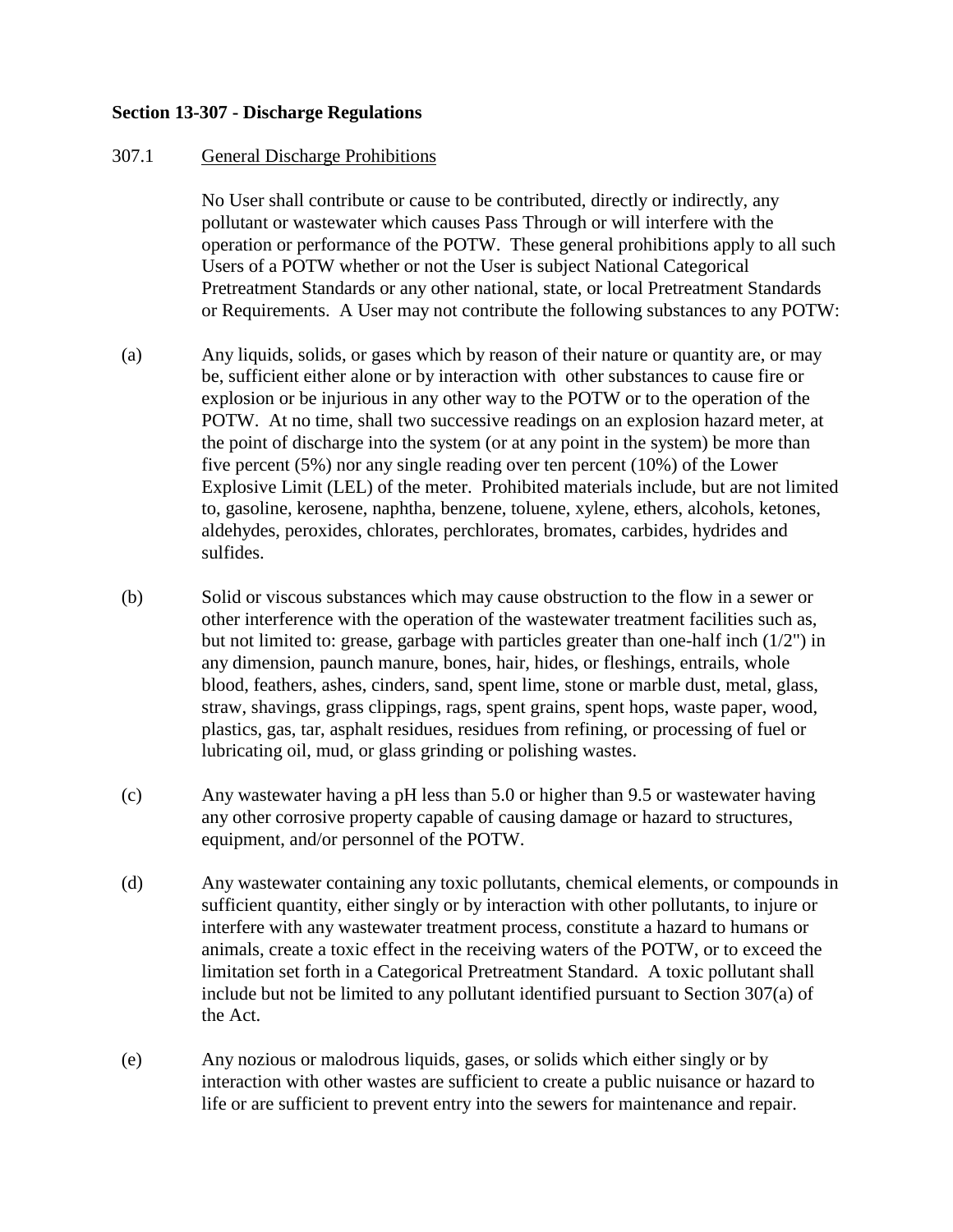**Section 13-307 - Discharge Regulations**

307.1 General Discharge Prohibitions

No User shall contribute or cause to be contributed, directly or indirectly, any pollutant or wastewater which causes Pass Through or will interfere with the operation or performance of the POTW. These general prohibitions apply to all such Users of a POTW whether or not the User is subject National Categorical Pretreatment Standards or any other national, state, or local Pretreatment Standards or Requirements. A User may not contribute the following substances to any POTW:

(a) Any liquids, solids, or gases which by reason of their nature or quantity are, or may be, sufficient either alone or by interaction with other substances to cause fire or explosion or be injurious in any other way to the POTW or to the operation of the POTW. At no time, shall two successive readings on an explosion hazard meter, at the point of discharge into the system (or at any point in the system) be more than five percent (5%) nor any single reading over ten percent (10%) of the Lower Explosive Limit (LEL) of the meter. Prohibited materials include, but are not limited to, gasoline, kerosene, naphtha, benzene, toluene, xylene, ethers, alcohols, ketones, aldehydes, peroxides, chlorates, perchlorates, bromates, carbides, hydrides and sulfides.

(b) Solid or viscous substances which may cause obstruction to the flow in a sewer or other interference with the operation of the wastewater treatment facilities such as, but not limited to: grease, garbage with particles greater than one-half inch (1/2") in any dimension, paunch manure, bones, hair, hides, or fleshings, entrails, whole blood, feathers, ashes, cinders, sand, spent lime, stone or marble dust, metal, glass, straw, shavings, grass clippings, rags, spent grains, spent hops, waste paper, wood, plastics, gas, tar, asphalt residues, residues from refining, or processing of fuel or lubricating oil, mud, or glass grinding or polishing wastes.

(c) Any wastewater having a pH less than 5.0 or higher than 9.5 or wastewater having any other corrosive property capable of causing damage or hazard to structures, equipment, and/or personnel of the POTW.

(d) Any wastewater containing any toxic pollutants, chemical elements, or compounds in sufficient quantity, either singly or by interaction with other pollutants, to injure or interfere with any wastewater treatment process, constitute a hazard to humans or animals, create a toxic effect in the receiving waters of the POTW, or to exceed the limitation set forth in a Categorical Pretreatment Standard. A toxic pollutant shall include but not be limited to any pollutant identified pursuant to Section 307(a) of the Act.

(e) Any nozious or malodrous liquids, gases, or solids which either singly or by interaction with other wastes are sufficient to create a public nuisance or hazard to life or are sufficient to prevent entry into the sewers for maintenance and repair.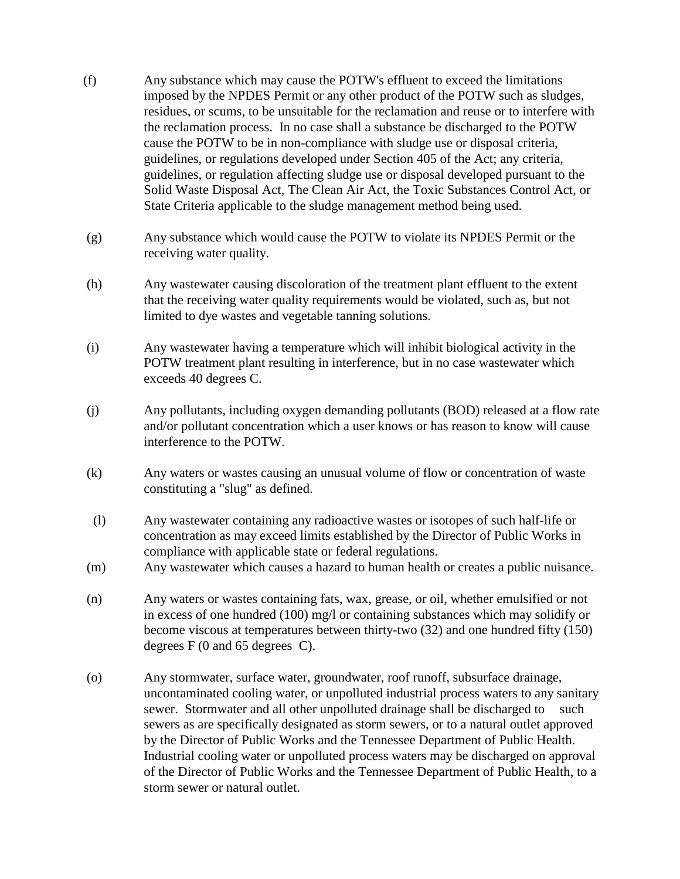(f) Any substance which may cause the POTW's effluent to exceed the limitations imposed by the NPDES Permit or any other product of the POTW such as sludges, residues, or scums, to be unsuitable for the reclamation and reuse or to interfere with the reclamation process. In no case shall a substance be discharged to the POTW cause the POTW to be in non-compliance with sludge use or disposal criteria, guidelines, or regulations developed under Section 405 of the Act; any criteria, guidelines, or regulation affecting sludge use or disposal developed pursuant to the Solid Waste Disposal Act, The Clean Air Act, the Toxic Substances Control Act, or State Criteria applicable to the sludge management method being used.

(g) Any substance which would cause the POTW to violate its NPDES Permit or the receiving water quality.

(h) Any wastewater causing discoloration of the treatment plant effluent to the extent that the receiving water quality requirements would be violated, such as, but not limited to dye wastes and vegetable tanning solutions.

(i) Any wastewater having a temperature which will inhibit biological activity in the POTW treatment plant resulting in interference, but in no case wastewater which exceeds 40 degrees C.

(j) Any pollutants, including oxygen demanding pollutants (BOD) released at a flow rate and/or pollutant concentration which a user knows or has reason to know will cause interference to the POTW.

(k) Any waters or wastes causing an unusual volume of flow or concentration of waste constituting a "slug" as defined.

(l) Any wastewater containing any radioactive wastes or isotopes of such half-life or concentration as may exceed limits established by the Director of Public Works in compliance with applicable state or federal regulations.

(m) Any wastewater which causes a hazard to human health or creates a public nuisance.

(n) Any waters or wastes containing fats, wax, grease, or oil, whether emulsified or not in excess of one hundred (100) mg/l or containing substances which may solidify or become viscous at temperatures between thirty-two (32) and one hundred fifty (150) degrees F (0 and 65 degrees C).

(o) Any stormwater, surface water, groundwater, roof runoff, subsurface drainage, uncontaminated cooling water, or unpolluted industrial process waters to any sanitary sewer. Stormwater and all other unpolluted drainage shall be discharged to such sewers as are specifically designated as storm sewers, or to a natural outlet approved by the Director of Public Works and the Tennessee Department of Public Health. Industrial cooling water or unpolluted process waters may be discharged on approval of the Director of Public Works and the Tennessee Department of Public Health, to a storm sewer or natural outlet.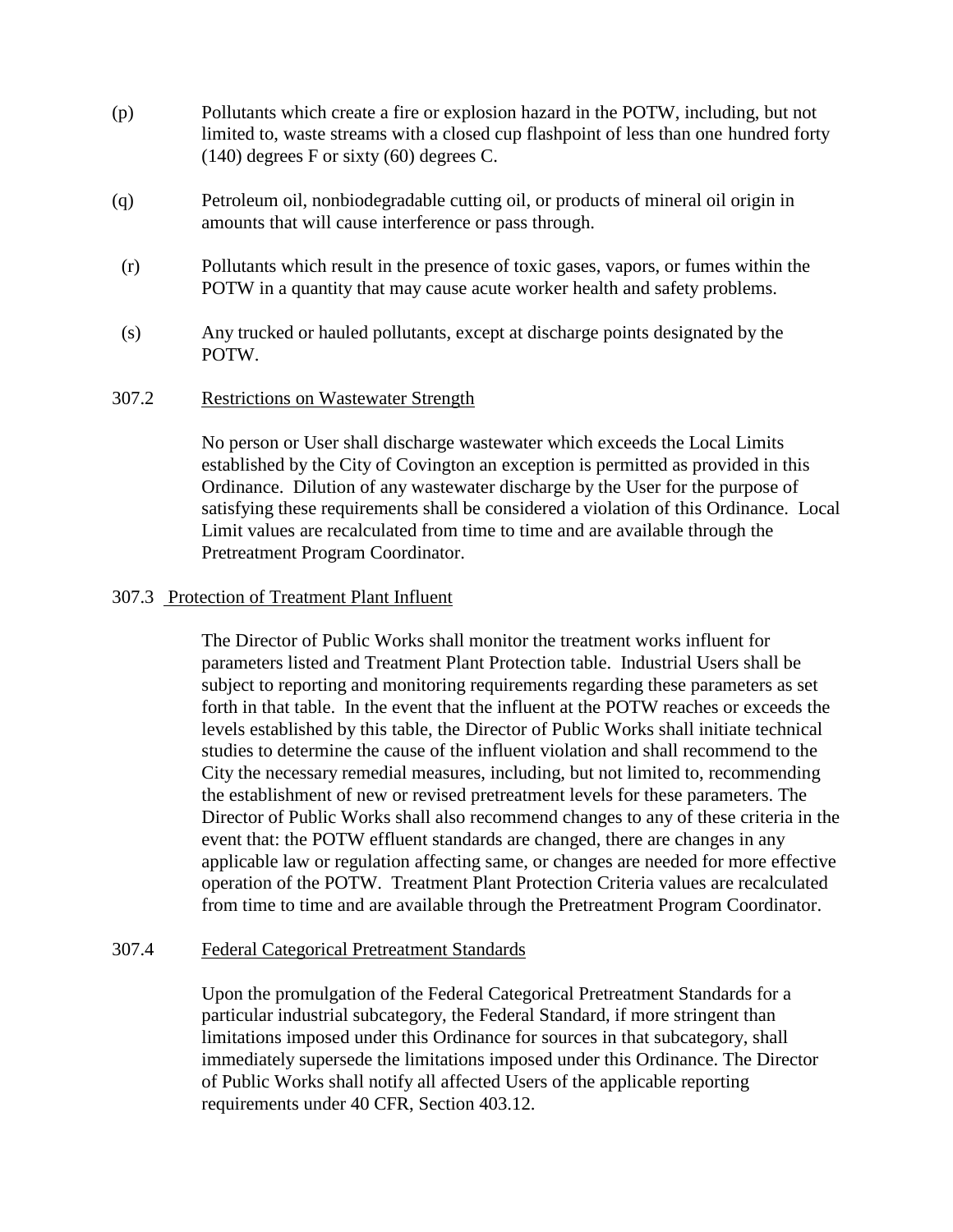(p) Pollutants which create a fire or explosion hazard in the POTW, including, but not limited to, waste streams with a closed cup flashpoint of less than one hundred forty (140) degrees F or sixty (60) degrees C.

(q) Petroleum oil, nonbiodegradable cutting oil, or products of mineral oil origin in amounts that will cause interference or pass through.

(r) Pollutants which result in the presence of toxic gases, vapors, or fumes within the POTW in a quantity that may cause acute worker health and safety problems.

(s) Any trucked or hauled pollutants, except at discharge points designated by the POTW.

307.2 Restrictions on Wastewater Strength

No person or User shall discharge wastewater which exceeds the Local Limits established by the City of Covington an exception is permitted as provided in this Ordinance. Dilution of any wastewater discharge by the User for the purpose of satisfying these requirements shall be considered a violation of this Ordinance. Local Limit values are recalculated from time to time and are available through the Pretreatment Program Coordinator.

307.3 Protection of Treatment Plant Influent

The Director of Public Works shall monitor the treatment works influent for parameters listed and Treatment Plant Protection table. Industrial Users shall be subject to reporting and monitoring requirements regarding these parameters as set forth in that table. In the event that the influent at the POTW reaches or exceeds the levels established by this table, the Director of Public Works shall initiate technical studies to determine the cause of the influent violation and shall recommend to the City the necessary remedial measures, including, but not limited to, recommending the establishment of new or revised pretreatment levels for these parameters. The Director of Public Works shall also recommend changes to any of these criteria in the event that: the POTW effluent standards are changed, there are changes in any applicable law or regulation affecting same, or changes are needed for more effective operation of the POTW. Treatment Plant Protection Criteria values are recalculated from time to time and are available through the Pretreatment Program Coordinator.

307.4 Federal Categorical Pretreatment Standards

Upon the promulgation of the Federal Categorical Pretreatment Standards for a particular industrial subcategory, the Federal Standard, if more stringent than limitations imposed under this Ordinance for sources in that subcategory, shall immediately supersede the limitations imposed under this Ordinance. The Director of Public Works shall notify all affected Users of the applicable reporting requirements under 40 CFR, Section 403.12.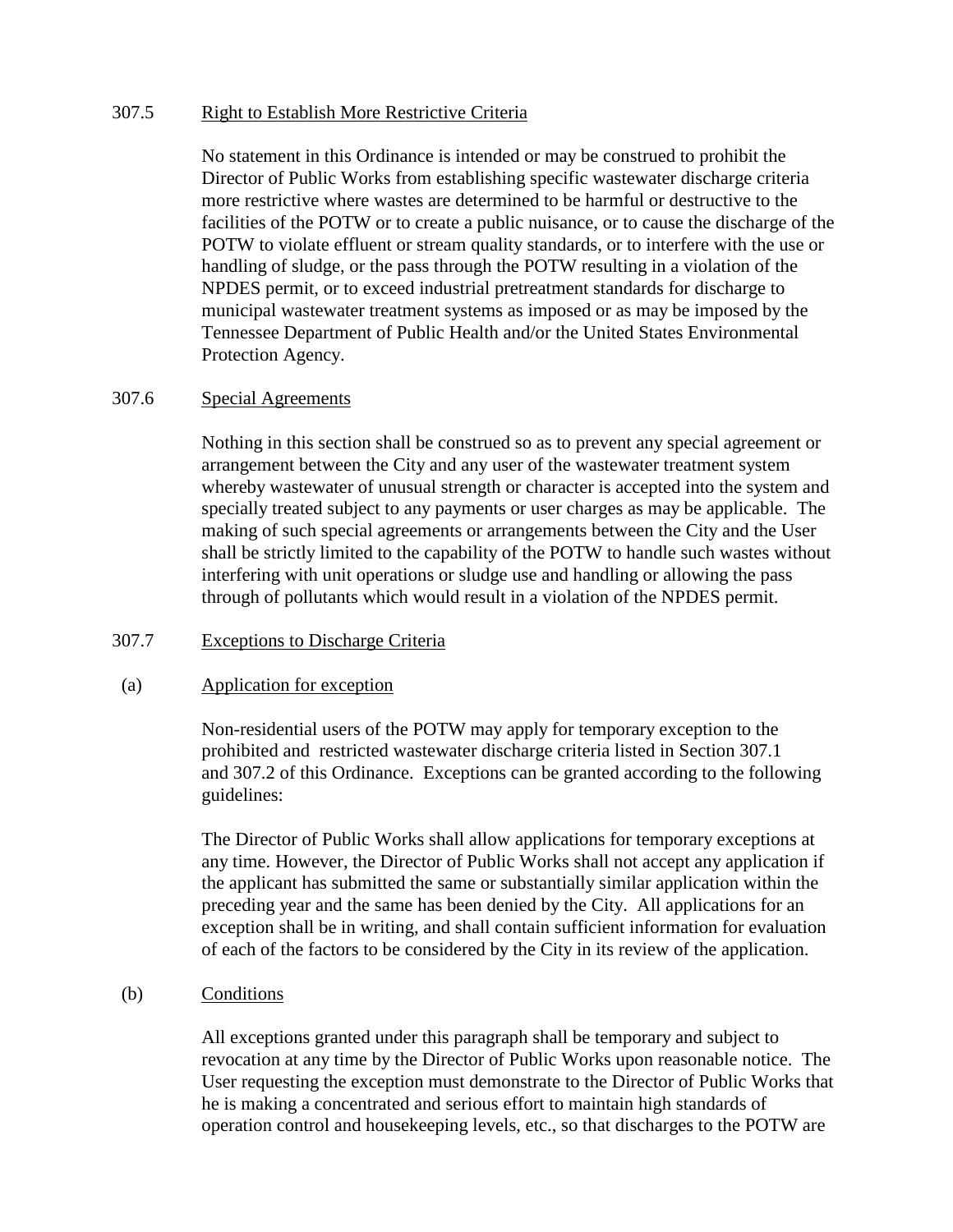### 307.5 Right to Establish More Restrictive Criteria

No statement in this Ordinance is intended or may be construed to prohibit the Director of Public Works from establishing specific wastewater discharge criteria more restrictive where wastes are determined to be harmful or destructive to the facilities of the POTW or to create a public nuisance, or to cause the discharge of the POTW to violate effluent or stream quality standards, or to interfere with the use or handling of sludge, or the pass through the POTW resulting in a violation of the NPDES permit, or to exceed industrial pretreatment standards for discharge to municipal wastewater treatment systems as imposed or as may be imposed by the Tennessee Department of Public Health and/or the United States Environmental Protection Agency.

### 307.6 Special Agreements

Nothing in this section shall be construed so as to prevent any special agreement or arrangement between the City and any user of the wastewater treatment system whereby wastewater of unusual strength or character is accepted into the system and specially treated subject to any payments or user charges as may be applicable. The making of such special agreements or arrangements between the City and the User shall be strictly limited to the capability of the POTW to handle such wastes without interfering with unit operations or sludge use and handling or allowing the pass through of pollutants which would result in a violation of the NPDES permit.

### 307.7 Exceptions to Discharge Criteria

#### (a) Application for exception

Non-residential users of the POTW may apply for temporary exception to the prohibited and restricted wastewater discharge criteria listed in Section 307.1 and 307.2 of this Ordinance. Exceptions can be granted according to the following guidelines:

The Director of Public Works shall allow applications for temporary exceptions at any time. However, the Director of Public Works shall not accept any application if the applicant has submitted the same or substantially similar application within the preceding year and the same has been denied by the City. All applications for an exception shall be in writing, and shall contain sufficient information for evaluation of each of the factors to be considered by the City in its review of the application.

#### (b) Conditions

All exceptions granted under this paragraph shall be temporary and subject to revocation at any time by the Director of Public Works upon reasonable notice. The User requesting the exception must demonstrate to the Director of Public Works that he is making a concentrated and serious effort to maintain high standards of operation control and housekeeping levels, etc., so that discharges to the POTW are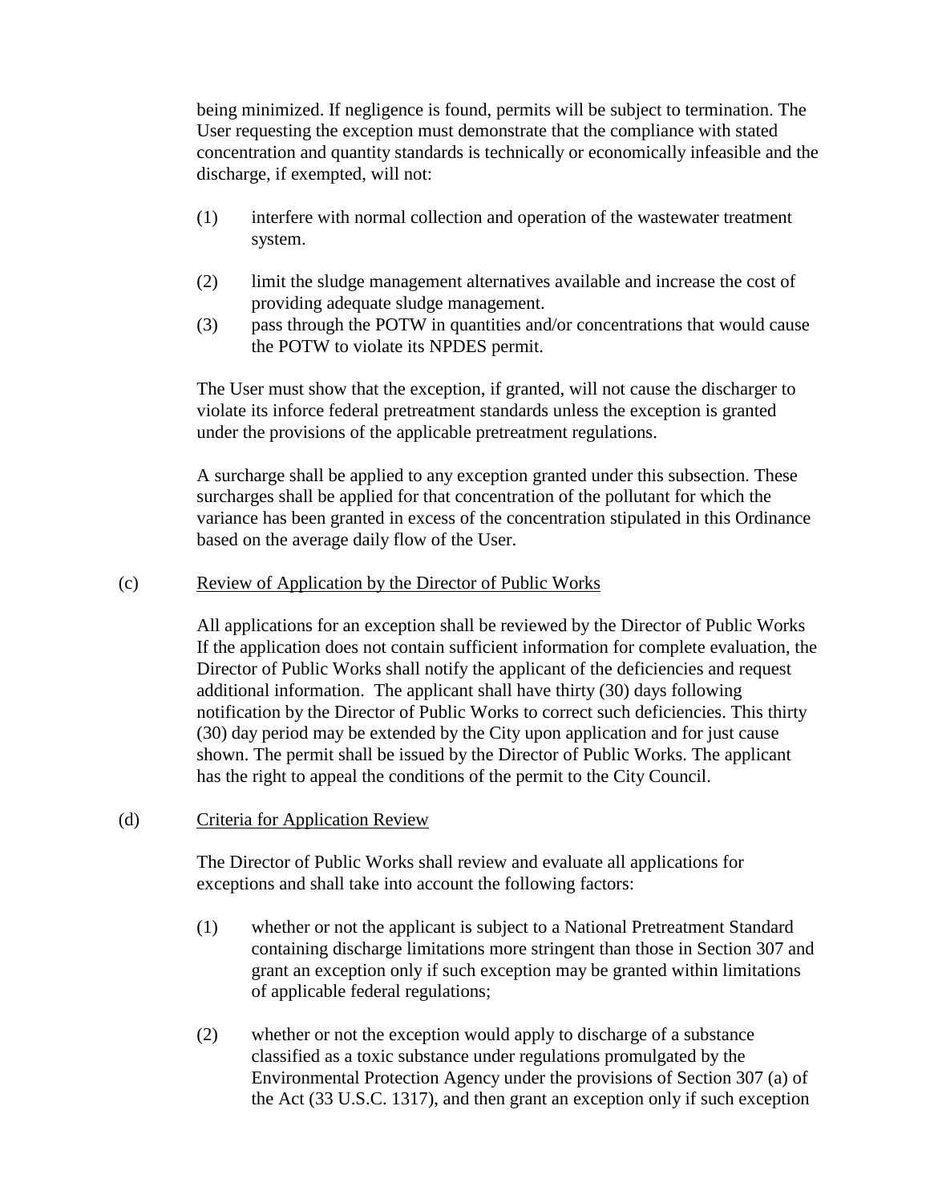being minimized. If negligence is found, permits will be subject to termination. The User requesting the exception must demonstrate that the compliance with stated concentration and quantity standards is technically or economically infeasible and the discharge, if exempted, will not:

(1) interfere with normal collection and operation of the wastewater treatment system.

(2) limit the sludge management alternatives available and increase the cost of providing adequate sludge management.

(3) pass through the POTW in quantities and/or concentrations that would cause the POTW to violate its NPDES permit.

The User must show that the exception, if granted, will not cause the discharger to violate its inforce federal pretreatment standards unless the exception is granted under the provisions of the applicable pretreatment regulations.

A surcharge shall be applied to any exception granted under this subsection. These surcharges shall be applied for that concentration of the pollutant for which the variance has been granted in excess of the concentration stipulated in this Ordinance based on the average daily flow of the User.

(c) Review of Application by the Director of Public Works

All applications for an exception shall be reviewed by the Director of Public Works If the application does not contain sufficient information for complete evaluation, the Director of Public Works shall notify the applicant of the deficiencies and request additional information. The applicant shall have thirty (30) days following notification by the Director of Public Works to correct such deficiencies. This thirty (30) day period may be extended by the City upon application and for just cause shown. The permit shall be issued by the Director of Public Works. The applicant has the right to appeal the conditions of the permit to the City Council.

(d) Criteria for Application Review

The Director of Public Works shall review and evaluate all applications for exceptions and shall take into account the following factors:

(1) whether or not the applicant is subject to a National Pretreatment Standard containing discharge limitations more stringent than those in Section 307 and grant an exception only if such exception may be granted within limitations of applicable federal regulations;

(2) whether or not the exception would apply to discharge of a substance classified as a toxic substance under regulations promulgated by the Environmental Protection Agency under the provisions of Section 307 (a) of the Act (33 U.S.C. 1317), and then grant an exception only if such exception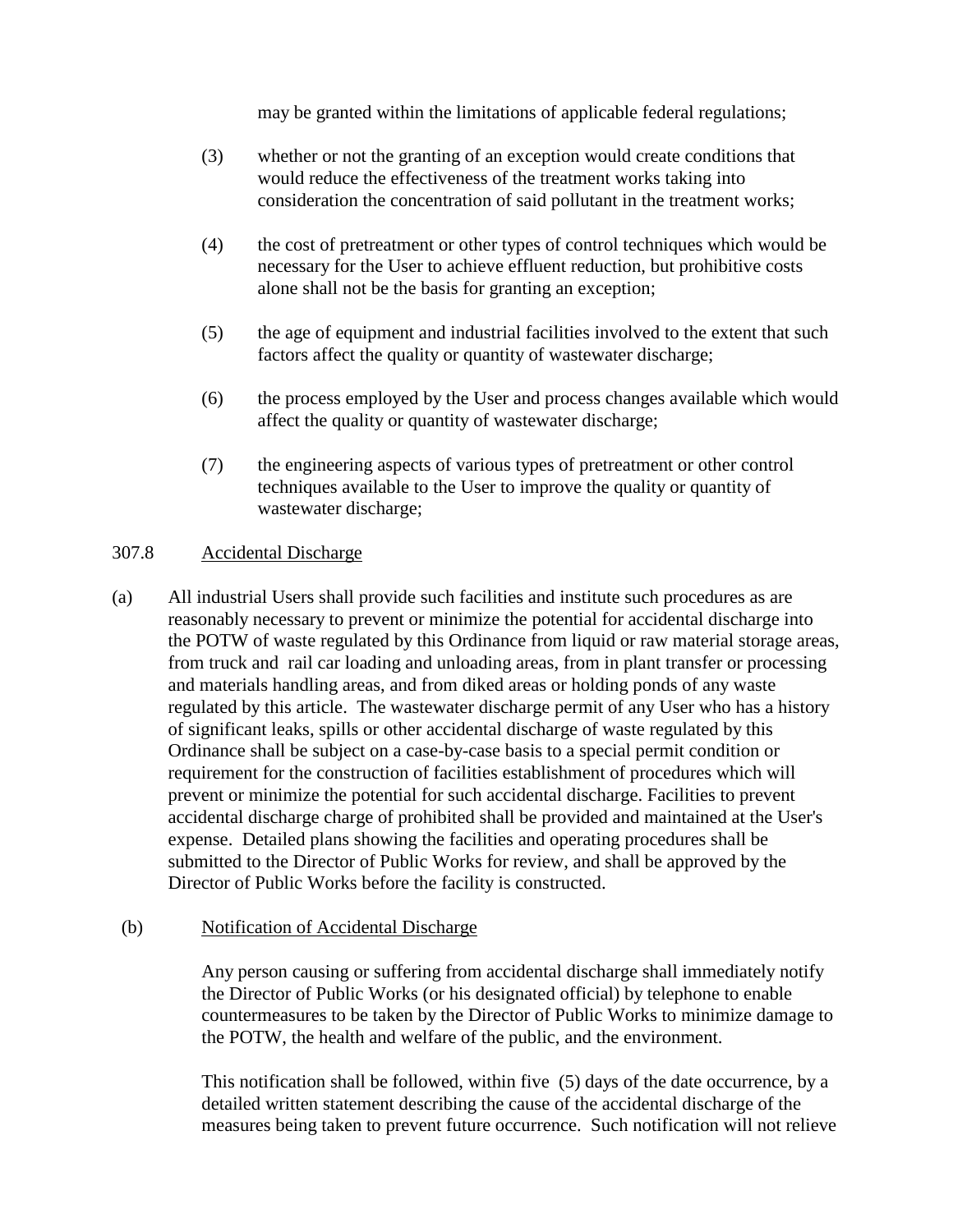may be granted within the limitations of applicable federal regulations;

(3) whether or not the granting of an exception would create conditions that would reduce the effectiveness of the treatment works taking into consideration the concentration of said pollutant in the treatment works;

(4) the cost of pretreatment or other types of control techniques which would be necessary for the User to achieve effluent reduction, but prohibitive costs alone shall not be the basis for granting an exception;

(5) the age of equipment and industrial facilities involved to the extent that such factors affect the quality or quantity of wastewater discharge;

(6) the process employed by the User and process changes available which would affect the quality or quantity of wastewater discharge;

(7) the engineering aspects of various types of pretreatment or other control techniques available to the User to improve the quality or quantity of wastewater discharge;

307.8 Accidental Discharge

(a) All industrial Users shall provide such facilities and institute such procedures as are reasonably necessary to prevent or minimize the potential for accidental discharge into the POTW of waste regulated by this Ordinance from liquid or raw material storage areas, from truck and rail car loading and unloading areas, from in plant transfer or processing and materials handling areas, and from diked areas or holding ponds of any waste regulated by this article. The wastewater discharge permit of any User who has a history of significant leaks, spills or other accidental discharge of waste regulated by this Ordinance shall be subject on a case-by-case basis to a special permit condition or requirement for the construction of facilities establishment of procedures which will prevent or minimize the potential for such accidental discharge. Facilities to prevent accidental discharge charge of prohibited shall be provided and maintained at the User's expense. Detailed plans showing the facilities and operating procedures shall be submitted to the Director of Public Works for review, and shall be approved by the Director of Public Works before the facility is constructed.

(b) Notification of Accidental Discharge

Any person causing or suffering from accidental discharge shall immediately notify the Director of Public Works (or his designated official) by telephone to enable countermeasures to be taken by the Director of Public Works to minimize damage to the POTW, the health and welfare of the public, and the environment.

This notification shall be followed, within five (5) days of the date occurrence, by a detailed written statement describing the cause of the accidental discharge of the measures being taken to prevent future occurrence. Such notification will not relieve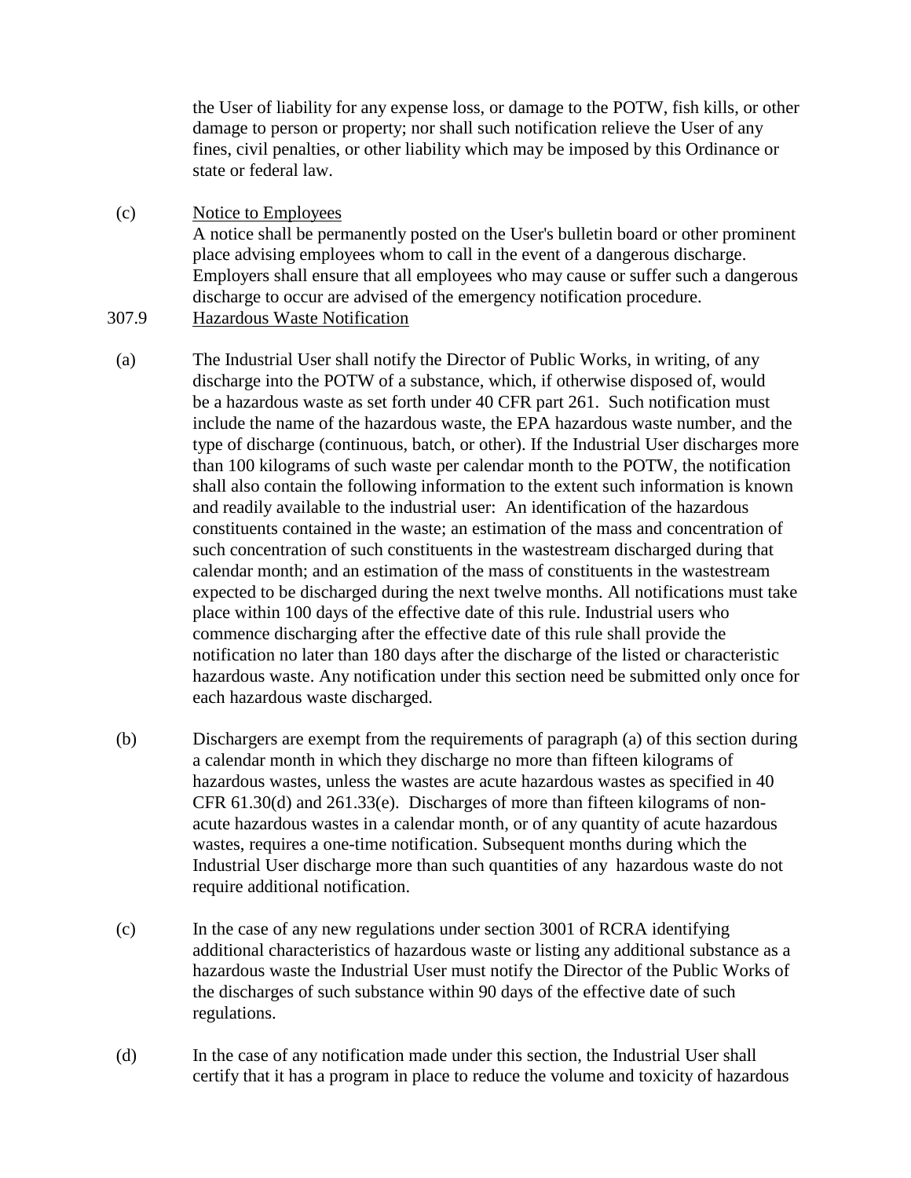the User of liability for any expense loss, or damage to the POTW, fish kills, or other damage to person or property; nor shall such notification relieve the User of any fines, civil penalties, or other liability which may be imposed by this Ordinance or state or federal law.

(c) Notice to Employees

A notice shall be permanently posted on the User's bulletin board or other prominent place advising employees whom to call in the event of a dangerous discharge. Employers shall ensure that all employees who may cause or suffer such a dangerous discharge to occur are advised of the emergency notification procedure.

307.9 Hazardous Waste Notification

(a) The Industrial User shall notify the Director of Public Works, in writing, of any discharge into the POTW of a substance, which, if otherwise disposed of, would be a hazardous waste as set forth under 40 CFR part 261. Such notification must include the name of the hazardous waste, the EPA hazardous waste number, and the type of discharge (continuous, batch, or other). If the Industrial User discharges more than 100 kilograms of such waste per calendar month to the POTW, the notification shall also contain the following information to the extent such information is known and readily available to the industrial user: An identification of the hazardous constituents contained in the waste; an estimation of the mass and concentration of such concentration of such constituents in the wastestream discharged during that calendar month; and an estimation of the mass of constituents in the wastestream expected to be discharged during the next twelve months. All notifications must take place within 100 days of the effective date of this rule. Industrial users who commence discharging after the effective date of this rule shall provide the notification no later than 180 days after the discharge of the listed or characteristic hazardous waste. Any notification under this section need be submitted only once for each hazardous waste discharged.

(b) Dischargers are exempt from the requirements of paragraph (a) of this section during a calendar month in which they discharge no more than fifteen kilograms of hazardous wastes, unless the wastes are acute hazardous wastes as specified in 40 CFR 61.30(d) and 261.33(e). Discharges of more than fifteen kilograms of non-acute hazardous wastes in a calendar month, or of any quantity of acute hazardous wastes, requires a one-time notification. Subsequent months during which the Industrial User discharge more than such quantities of any hazardous waste do not require additional notification.

(c) In the case of any new regulations under section 3001 of RCRA identifying additional characteristics of hazardous waste or listing any additional substance as a hazardous waste the Industrial User must notify the Director of the Public Works of the discharges of such substance within 90 days of the effective date of such regulations.

(d) In the case of any notification made under this section, the Industrial User shall certify that it has a program in place to reduce the volume and toxicity of hazardous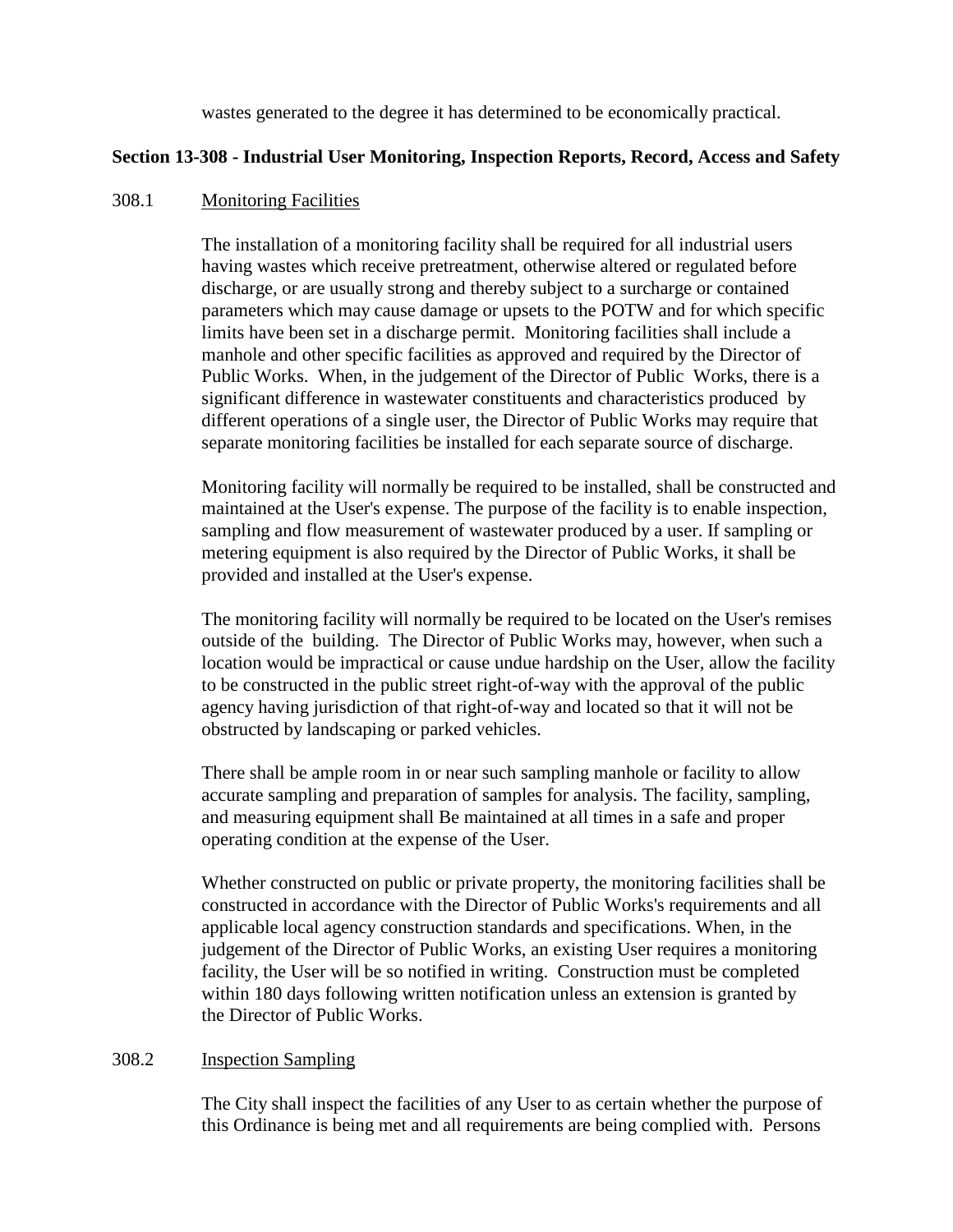wastes generated to the degree it has determined to be economically practical.

**Section 13-308 - Industrial User Monitoring, Inspection Reports, Record, Access and Safety**

308.1 Monitoring Facilities

The installation of a monitoring facility shall be required for all industrial users having wastes which receive pretreatment, otherwise altered or regulated before discharge, or are usually strong and thereby subject to a surcharge or contained parameters which may cause damage or upsets to the POTW and for which specific limits have been set in a discharge permit. Monitoring facilities shall include a manhole and other specific facilities as approved and required by the Director of Public Works. When, in the judgement of the Director of Public Works, there is a significant difference in wastewater constituents and characteristics produced by different operations of a single user, the Director of Public Works may require that separate monitoring facilities be installed for each separate source of discharge.

Monitoring facility will normally be required to be installed, shall be constructed and maintained at the User's expense. The purpose of the facility is to enable inspection, sampling and flow measurement of wastewater produced by a user. If sampling or metering equipment is also required by the Director of Public Works, it shall be provided and installed at the User's expense.

The monitoring facility will normally be required to be located on the User's remises outside of the building. The Director of Public Works may, however, when such a location would be impractical or cause undue hardship on the User, allow the facility to be constructed in the public street right-of-way with the approval of the public agency having jurisdiction of that right-of-way and located so that it will not be obstructed by landscaping or parked vehicles.

There shall be ample room in or near such sampling manhole or facility to allow accurate sampling and preparation of samples for analysis. The facility, sampling, and measuring equipment shall Be maintained at all times in a safe and proper operating condition at the expense of the User.

Whether constructed on public or private property, the monitoring facilities shall be constructed in accordance with the Director of Public Works's requirements and all applicable local agency construction standards and specifications. When, in the judgement of the Director of Public Works, an existing User requires a monitoring facility, the User will be so notified in writing. Construction must be completed within 180 days following written notification unless an extension is granted by the Director of Public Works.

308.2 Inspection Sampling

The City shall inspect the facilities of any User to as certain whether the purpose of this Ordinance is being met and all requirements are being complied with. Persons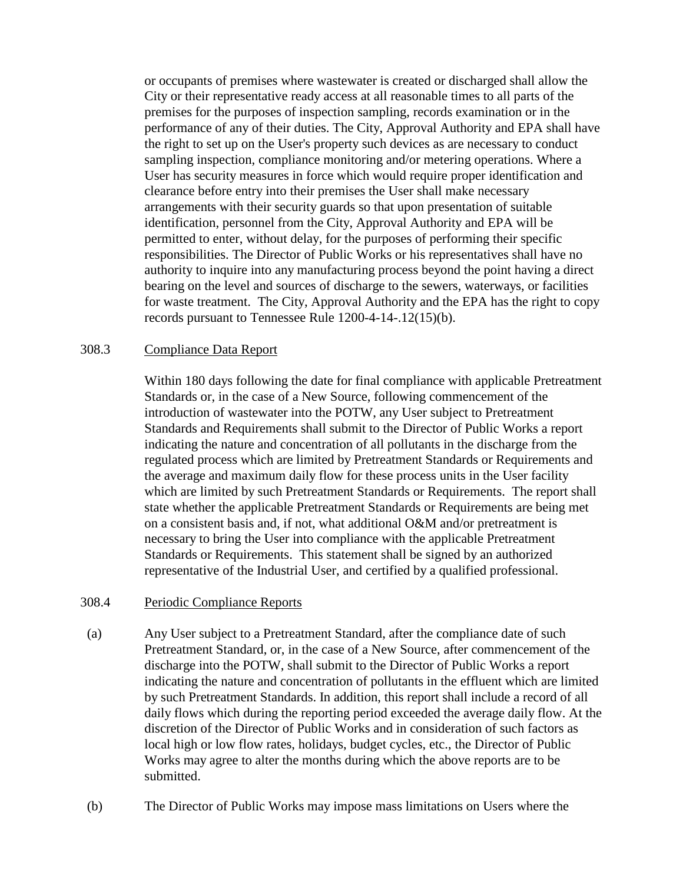or occupants of premises where wastewater is created or discharged shall allow the City or their representative ready access at all reasonable times to all parts of the premises for the purposes of inspection sampling, records examination or in the performance of any of their duties. The City, Approval Authority and EPA shall have the right to set up on the User's property such devices as are necessary to conduct sampling inspection, compliance monitoring and/or metering operations. Where a User has security measures in force which would require proper identification and clearance before entry into their premises the User shall make necessary arrangements with their security guards so that upon presentation of suitable identification, personnel from the City, Approval Authority and EPA will be permitted to enter, without delay, for the purposes of performing their specific responsibilities. The Director of Public Works or his representatives shall have no authority to inquire into any manufacturing process beyond the point having a direct bearing on the level and sources of discharge to the sewers, waterways, or facilities for waste treatment. The City, Approval Authority and the EPA has the right to copy records pursuant to Tennessee Rule 1200-4-14-.12(15)(b).

308.3 Compliance Data Report

Within 180 days following the date for final compliance with applicable Pretreatment Standards or, in the case of a New Source, following commencement of the introduction of wastewater into the POTW, any User subject to Pretreatment Standards and Requirements shall submit to the Director of Public Works a report indicating the nature and concentration of all pollutants in the discharge from the regulated process which are limited by Pretreatment Standards or Requirements and the average and maximum daily flow for these process units in the User facility which are limited by such Pretreatment Standards or Requirements. The report shall state whether the applicable Pretreatment Standards or Requirements are being met on a consistent basis and, if not, what additional O&M and/or pretreatment is necessary to bring the User into compliance with the applicable Pretreatment Standards or Requirements. This statement shall be signed by an authorized representative of the Industrial User, and certified by a qualified professional.

308.4 Periodic Compliance Reports

(a) Any User subject to a Pretreatment Standard, after the compliance date of such Pretreatment Standard, or, in the case of a New Source, after commencement of the discharge into the POTW, shall submit to the Director of Public Works a report indicating the nature and concentration of pollutants in the effluent which are limited by such Pretreatment Standards. In addition, this report shall include a record of all daily flows which during the reporting period exceeded the average daily flow. At the discretion of the Director of Public Works and in consideration of such factors as local high or low flow rates, holidays, budget cycles, etc., the Director of Public Works may agree to alter the months during which the above reports are to be submitted.

(b) The Director of Public Works may impose mass limitations on Users where the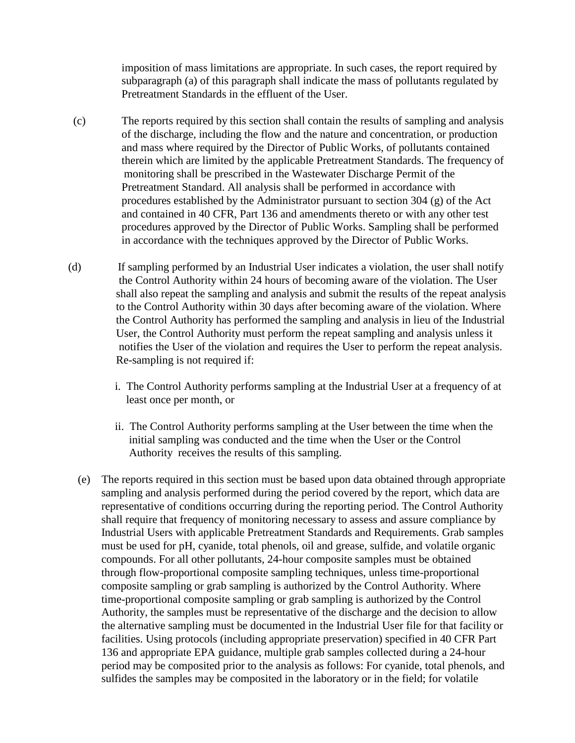imposition of mass limitations are appropriate. In such cases, the report required by subparagraph (a) of this paragraph shall indicate the mass of pollutants regulated by Pretreatment Standards in the effluent of the User.

(c) The reports required by this section shall contain the results of sampling and analysis of the discharge, including the flow and the nature and concentration, or production and mass where required by the Director of Public Works, of pollutants contained therein which are limited by the applicable Pretreatment Standards. The frequency of monitoring shall be prescribed in the Wastewater Discharge Permit of the Pretreatment Standard. All analysis shall be performed in accordance with procedures established by the Administrator pursuant to section 304 (g) of the Act and contained in 40 CFR, Part 136 and amendments thereto or with any other test procedures approved by the Director of Public Works. Sampling shall be performed in accordance with the techniques approved by the Director of Public Works.

(d) If sampling performed by an Industrial User indicates a violation, the user shall notify the Control Authority within 24 hours of becoming aware of the violation. The User shall also repeat the sampling and analysis and submit the results of the repeat analysis to the Control Authority within 30 days after becoming aware of the violation. Where the Control Authority has performed the sampling and analysis in lieu of the Industrial User, the Control Authority must perform the repeat sampling and analysis unless it notifies the User of the violation and requires the User to perform the repeat analysis. Re-sampling is not required if:

i. The Control Authority performs sampling at the Industrial User at a frequency of at least once per month, or

ii. The Control Authority performs sampling at the User between the time when the initial sampling was conducted and the time when the User or the Control Authority receives the results of this sampling.

(e) The reports required in this section must be based upon data obtained through appropriate sampling and analysis performed during the period covered by the report, which data are representative of conditions occurring during the reporting period. The Control Authority shall require that frequency of monitoring necessary to assess and assure compliance by Industrial Users with applicable Pretreatment Standards and Requirements. Grab samples must be used for pH, cyanide, total phenols, oil and grease, sulfide, and volatile organic compounds. For all other pollutants, 24-hour composite samples must be obtained through flow-proportional composite sampling techniques, unless time-proportional composite sampling or grab sampling is authorized by the Control Authority. Where time-proportional composite sampling or grab sampling is authorized by the Control Authority, the samples must be representative of the discharge and the decision to allow the alternative sampling must be documented in the Industrial User file for that facility or facilities. Using protocols (including appropriate preservation) specified in 40 CFR Part 136 and appropriate EPA guidance, multiple grab samples collected during a 24-hour period may be composited prior to the analysis as follows: For cyanide, total phenols, and sulfides the samples may be composited in the laboratory or in the field; for volatile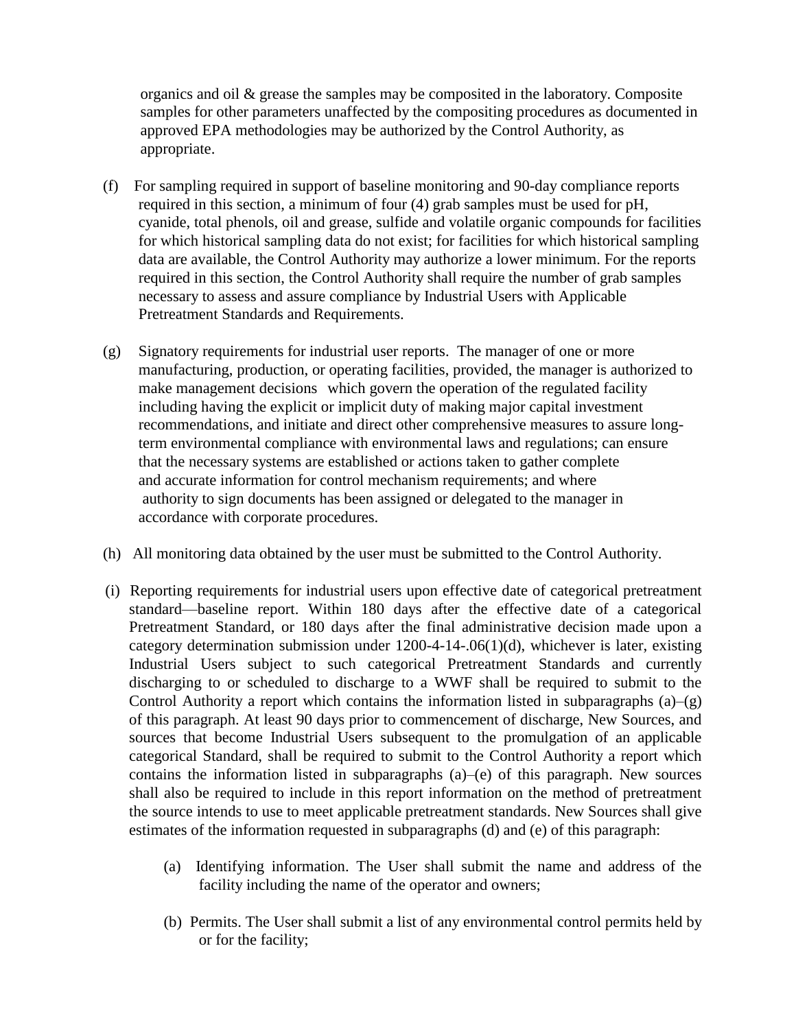organics and oil & grease the samples may be composited in the laboratory. Composite samples for other parameters unaffected by the compositing procedures as documented in approved EPA methodologies may be authorized by the Control Authority, as appropriate.

(f) For sampling required in support of baseline monitoring and 90-day compliance reports required in this section, a minimum of four (4) grab samples must be used for pH, cyanide, total phenols, oil and grease, sulfide and volatile organic compounds for facilities for which historical sampling data do not exist; for facilities for which historical sampling data are available, the Control Authority may authorize a lower minimum. For the reports required in this section, the Control Authority shall require the number of grab samples necessary to assess and assure compliance by Industrial Users with Applicable Pretreatment Standards and Requirements.

(g) Signatory requirements for industrial user reports. The manager of one or more manufacturing, production, or operating facilities, provided, the manager is authorized to make management decisions which govern the operation of the regulated facility including having the explicit or implicit duty of making major capital investment recommendations, and initiate and direct other comprehensive measures to assure long-term environmental compliance with environmental laws and regulations; can ensure that the necessary systems are established or actions taken to gather complete and accurate information for control mechanism requirements; and where authority to sign documents has been assigned or delegated to the manager in accordance with corporate procedures.

(h) All monitoring data obtained by the user must be submitted to the Control Authority.

(i) Reporting requirements for industrial users upon effective date of categorical pretreatment standard—baseline report. Within 180 days after the effective date of a categorical Pretreatment Standard, or 180 days after the final administrative decision made upon a category determination submission under 1200-4-14-.06(1)(d), whichever is later, existing Industrial Users subject to such categorical Pretreatment Standards and currently discharging to or scheduled to discharge to a WWF shall be required to submit to the Control Authority a report which contains the information listed in subparagraphs (a)–(g) of this paragraph. At least 90 days prior to commencement of discharge, New Sources, and sources that become Industrial Users subsequent to the promulgation of an applicable categorical Standard, shall be required to submit to the Control Authority a report which contains the information listed in subparagraphs (a)–(e) of this paragraph. New sources shall also be required to include in this report information on the method of pretreatment the source intends to use to meet applicable pretreatment standards. New Sources shall give estimates of the information requested in subparagraphs (d) and (e) of this paragraph:

(a) Identifying information. The User shall submit the name and address of the facility including the name of the operator and owners;

(b) Permits. The User shall submit a list of any environmental control permits held by or for the facility;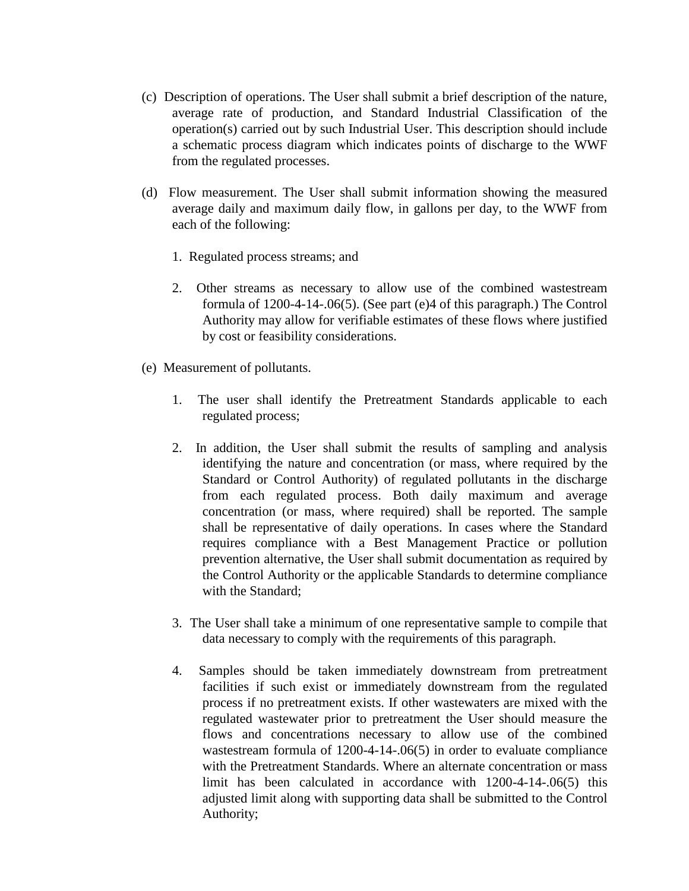(c) Description of operations. The User shall submit a brief description of the nature, average rate of production, and Standard Industrial Classification of the operation(s) carried out by such Industrial User. This description should include a schematic process diagram which indicates points of discharge to the WWF from the regulated processes.

(d) Flow measurement. The User shall submit information showing the measured average daily and maximum daily flow, in gallons per day, to the WWF from each of the following:

1. Regulated process streams; and

2. Other streams as necessary to allow use of the combined wastestream formula of 1200-4-14-.06(5). (See part (e)4 of this paragraph.) The Control Authority may allow for verifiable estimates of these flows where justified by cost or feasibility considerations.

(e) Measurement of pollutants.

1. The user shall identify the Pretreatment Standards applicable to each regulated process;

2. In addition, the User shall submit the results of sampling and analysis identifying the nature and concentration (or mass, where required by the Standard or Control Authority) of regulated pollutants in the discharge from each regulated process. Both daily maximum and average concentration (or mass, where required) shall be reported. The sample shall be representative of daily operations. In cases where the Standard requires compliance with a Best Management Practice or pollution prevention alternative, the User shall submit documentation as required by the Control Authority or the applicable Standards to determine compliance with the Standard;

3. The User shall take a minimum of one representative sample to compile that data necessary to comply with the requirements of this paragraph.

4. Samples should be taken immediately downstream from pretreatment facilities if such exist or immediately downstream from the regulated process if no pretreatment exists. If other wastewaters are mixed with the regulated wastewater prior to pretreatment the User should measure the flows and concentrations necessary to allow use of the combined wastestream formula of 1200-4-14-.06(5) in order to evaluate compliance with the Pretreatment Standards. Where an alternate concentration or mass limit has been calculated in accordance with 1200-4-14-.06(5) this adjusted limit along with supporting data shall be submitted to the Control Authority;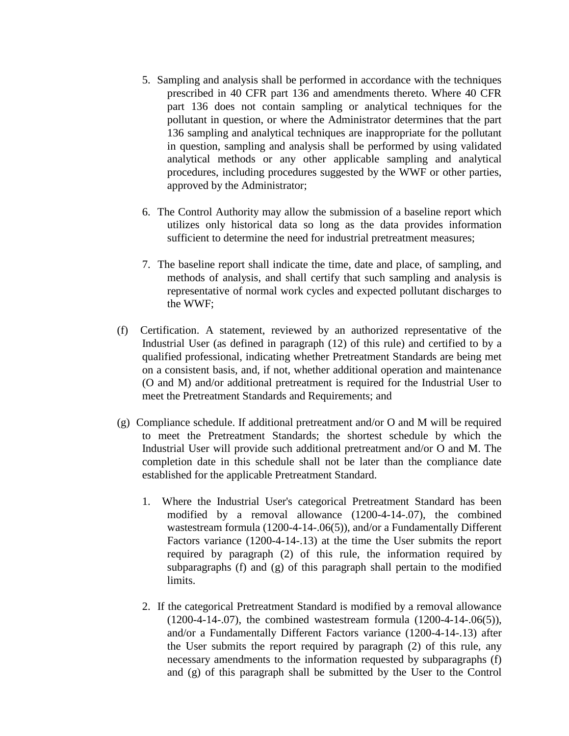5. Sampling and analysis shall be performed in accordance with the techniques prescribed in 40 CFR part 136 and amendments thereto. Where 40 CFR part 136 does not contain sampling or analytical techniques for the pollutant in question, or where the Administrator determines that the part 136 sampling and analytical techniques are inappropriate for the pollutant in question, sampling and analysis shall be performed by using validated analytical methods or any other applicable sampling and analytical procedures, including procedures suggested by the WWF or other parties, approved by the Administrator;

6. The Control Authority may allow the submission of a baseline report which utilizes only historical data so long as the data provides information sufficient to determine the need for industrial pretreatment measures;

7. The baseline report shall indicate the time, date and place, of sampling, and methods of analysis, and shall certify that such sampling and analysis is representative of normal work cycles and expected pollutant discharges to the WWF;

(f) Certification. A statement, reviewed by an authorized representative of the Industrial User (as defined in paragraph (12) of this rule) and certified to by a qualified professional, indicating whether Pretreatment Standards are being met on a consistent basis, and, if not, whether additional operation and maintenance (O and M) and/or additional pretreatment is required for the Industrial User to meet the Pretreatment Standards and Requirements; and

(g) Compliance schedule. If additional pretreatment and/or O and M will be required to meet the Pretreatment Standards; the shortest schedule by which the Industrial User will provide such additional pretreatment and/or O and M. The completion date in this schedule shall not be later than the compliance date established for the applicable Pretreatment Standard.

1. Where the Industrial User's categorical Pretreatment Standard has been modified by a removal allowance (1200-4-14-.07), the combined wastestream formula (1200-4-14-.06(5)), and/or a Fundamentally Different Factors variance (1200-4-14-.13) at the time the User submits the report required by paragraph (2) of this rule, the information required by subparagraphs (f) and (g) of this paragraph shall pertain to the modified limits.

2. If the categorical Pretreatment Standard is modified by a removal allowance (1200-4-14-.07), the combined wastestream formula (1200-4-14-.06(5)), and/or a Fundamentally Different Factors variance (1200-4-14-.13) after the User submits the report required by paragraph (2) of this rule, any necessary amendments to the information requested by subparagraphs (f) and (g) of this paragraph shall be submitted by the User to the Control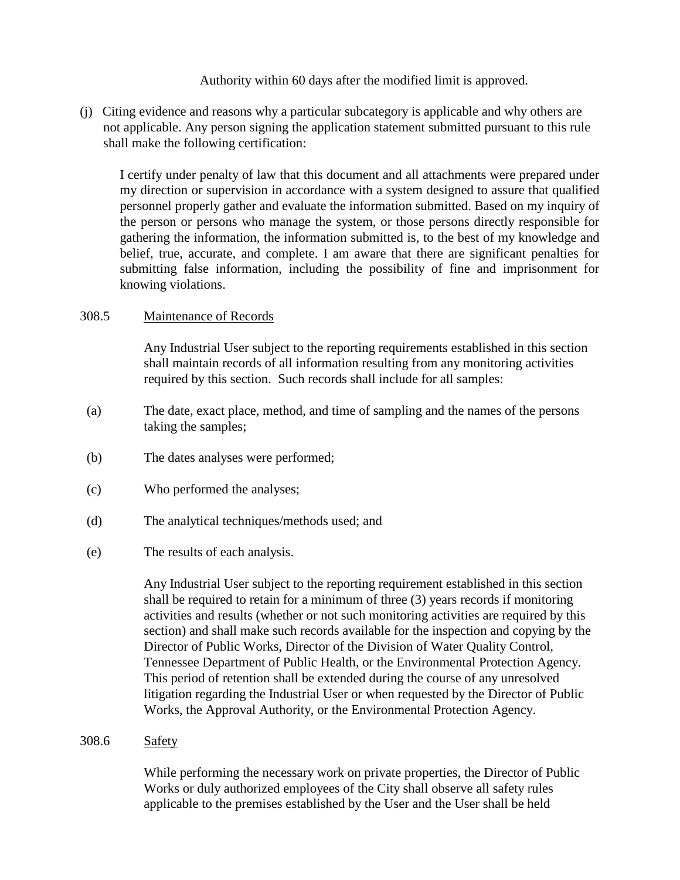Authority within 60 days after the modified limit is approved.

(j) Citing evidence and reasons why a particular subcategory is applicable and why others are not applicable. Any person signing the application statement submitted pursuant to this rule shall make the following certification:

> I certify under penalty of law that this document and all attachments were prepared under my direction or supervision in accordance with a system designed to assure that qualified personnel properly gather and evaluate the information submitted. Based on my inquiry of the person or persons who manage the system, or those persons directly responsible for gathering the information, the information submitted is, to the best of my knowledge and belief, true, accurate, and complete. I am aware that there are significant penalties for submitting false information, including the possibility of fine and imprisonment for knowing violations.

308.5 Maintenance of Records

Any Industrial User subject to the reporting requirements established in this section shall maintain records of all information resulting from any monitoring activities required by this section. Such records shall include for all samples:

(a) The date, exact place, method, and time of sampling and the names of the persons taking the samples;

(b) The dates analyses were performed;

(c) Who performed the analyses;

(d) The analytical techniques/methods used; and

(e) The results of each analysis.

Any Industrial User subject to the reporting requirement established in this section shall be required to retain for a minimum of three (3) years records if monitoring activities and results (whether or not such monitoring activities are required by this section) and shall make such records available for the inspection and copying by the Director of Public Works, Director of the Division of Water Quality Control, Tennessee Department of Public Health, or the Environmental Protection Agency. This period of retention shall be extended during the course of any unresolved litigation regarding the Industrial User or when requested by the Director of Public Works, the Approval Authority, or the Environmental Protection Agency.

308.6 Safety

While performing the necessary work on private properties, the Director of Public Works or duly authorized employees of the City shall observe all safety rules applicable to the premises established by the User and the User shall be held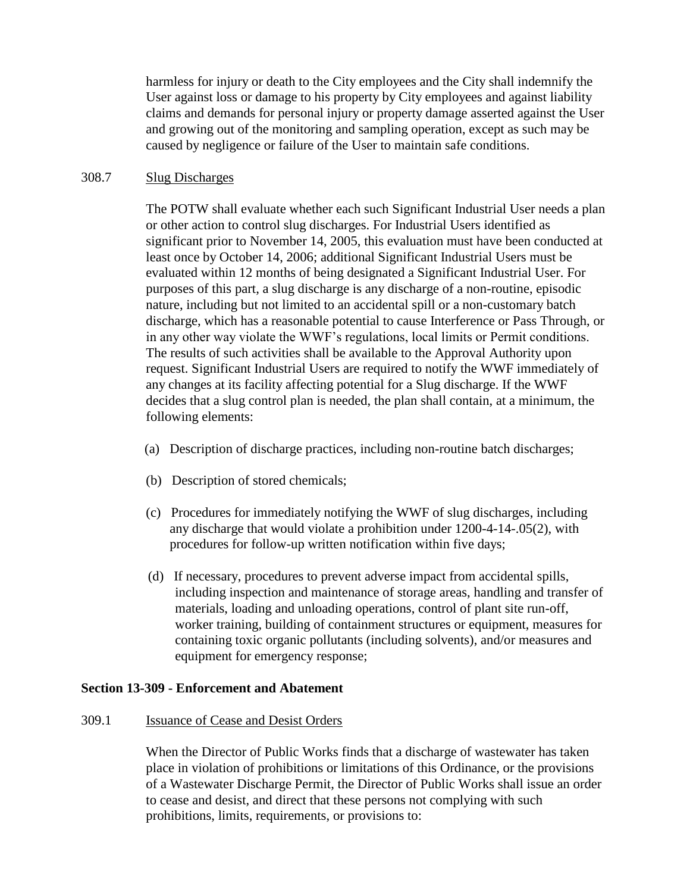harmless for injury or death to the City employees and the City shall indemnify the User against loss or damage to his property by City employees and against liability claims and demands for personal injury or property damage asserted against the User and growing out of the monitoring and sampling operation, except as such may be caused by negligence or failure of the User to maintain safe conditions.

308.7 Slug Discharges

The POTW shall evaluate whether each such Significant Industrial User needs a plan or other action to control slug discharges. For Industrial Users identified as significant prior to November 14, 2005, this evaluation must have been conducted at least once by October 14, 2006; additional Significant Industrial Users must be evaluated within 12 months of being designated a Significant Industrial User. For purposes of this part, a slug discharge is any discharge of a non-routine, episodic nature, including but not limited to an accidental spill or a non-customary batch discharge, which has a reasonable potential to cause Interference or Pass Through, or in any other way violate the WWF's regulations, local limits or Permit conditions. The results of such activities shall be available to the Approval Authority upon request. Significant Industrial Users are required to notify the WWF immediately of any changes at its facility affecting potential for a Slug discharge. If the WWF decides that a slug control plan is needed, the plan shall contain, at a minimum, the following elements:

(a) Description of discharge practices, including non-routine batch discharges;

(b) Description of stored chemicals;

(c) Procedures for immediately notifying the WWF of slug discharges, including any discharge that would violate a prohibition under 1200-4-14-.05(2), with procedures for follow-up written notification within five days;

(d) If necessary, procedures to prevent adverse impact from accidental spills, including inspection and maintenance of storage areas, handling and transfer of materials, loading and unloading operations, control of plant site run-off, worker training, building of containment structures or equipment, measures for containing toxic organic pollutants (including solvents), and/or measures and equipment for emergency response;

**Section 13-309 - Enforcement and Abatement**

309.1 Issuance of Cease and Desist Orders

When the Director of Public Works finds that a discharge of wastewater has taken place in violation of prohibitions or limitations of this Ordinance, or the provisions of a Wastewater Discharge Permit, the Director of Public Works shall issue an order to cease and desist, and direct that these persons not complying with such prohibitions, limits, requirements, or provisions to: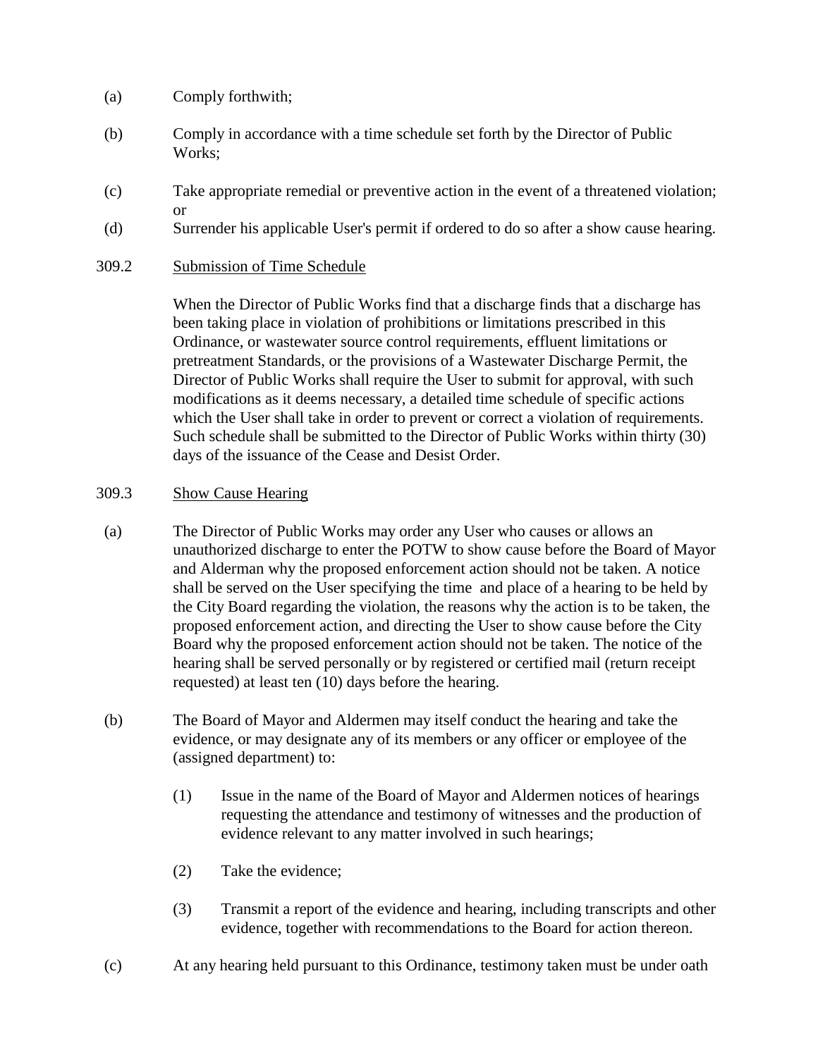(a) Comply forthwith;

(b) Comply in accordance with a time schedule set forth by the Director of Public Works;

(c) Take appropriate remedial or preventive action in the event of a threatened violation; or

(d) Surrender his applicable User's permit if ordered to do so after a show cause hearing.

309.2 Submission of Time Schedule

When the Director of Public Works find that a discharge finds that a discharge has been taking place in violation of prohibitions or limitations prescribed in this Ordinance, or wastewater source control requirements, effluent limitations or pretreatment Standards, or the provisions of a Wastewater Discharge Permit, the Director of Public Works shall require the User to submit for approval, with such modifications as it deems necessary, a detailed time schedule of specific actions which the User shall take in order to prevent or correct a violation of requirements. Such schedule shall be submitted to the Director of Public Works within thirty (30) days of the issuance of the Cease and Desist Order.

309.3 Show Cause Hearing

(a) The Director of Public Works may order any User who causes or allows an unauthorized discharge to enter the POTW to show cause before the Board of Mayor and Alderman why the proposed enforcement action should not be taken. A notice shall be served on the User specifying the time and place of a hearing to be held by the City Board regarding the violation, the reasons why the action is to be taken, the proposed enforcement action, and directing the User to show cause before the City Board why the proposed enforcement action should not be taken. The notice of the hearing shall be served personally or by registered or certified mail (return receipt requested) at least ten (10) days before the hearing.

(b) The Board of Mayor and Aldermen may itself conduct the hearing and take the evidence, or may designate any of its members or any officer or employee of the (assigned department) to:

(1) Issue in the name of the Board of Mayor and Aldermen notices of hearings requesting the attendance and testimony of witnesses and the production of evidence relevant to any matter involved in such hearings;

(2) Take the evidence;

(3) Transmit a report of the evidence and hearing, including transcripts and other evidence, together with recommendations to the Board for action thereon.

(c) At any hearing held pursuant to this Ordinance, testimony taken must be under oath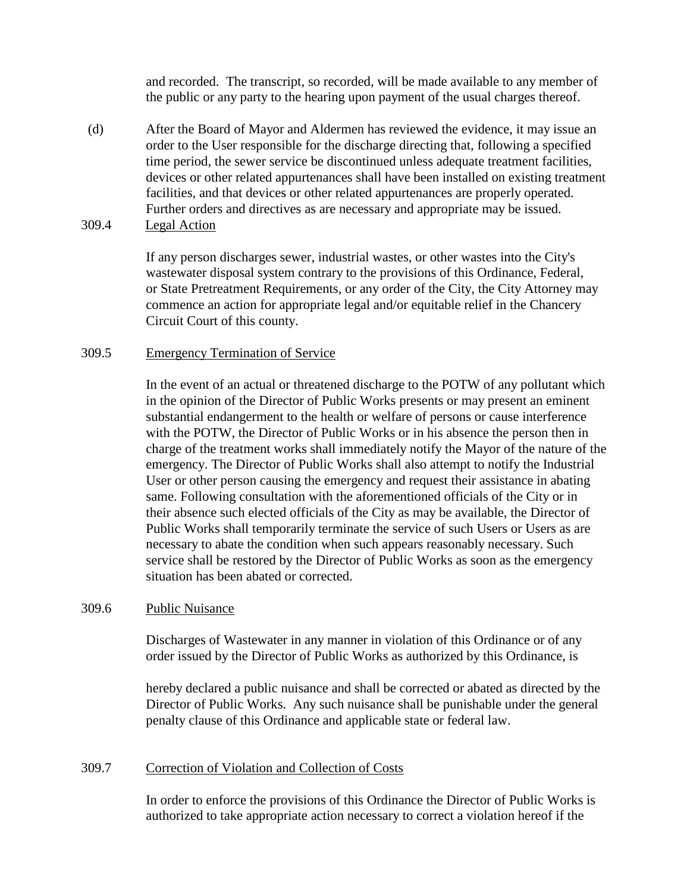and recorded. The transcript, so recorded, will be made available to any member of the public or any party to the hearing upon payment of the usual charges thereof.

(d) After the Board of Mayor and Aldermen has reviewed the evidence, it may issue an order to the User responsible for the discharge directing that, following a specified time period, the sewer service be discontinued unless adequate treatment facilities, devices or other related appurtenances shall have been installed on existing treatment facilities, and that devices or other related appurtenances are properly operated. Further orders and directives as are necessary and appropriate may be issued.

309.4 Legal Action

If any person discharges sewer, industrial wastes, or other wastes into the City's wastewater disposal system contrary to the provisions of this Ordinance, Federal, or State Pretreatment Requirements, or any order of the City, the City Attorney may commence an action for appropriate legal and/or equitable relief in the Chancery Circuit Court of this county.

309.5 Emergency Termination of Service

In the event of an actual or threatened discharge to the POTW of any pollutant which in the opinion of the Director of Public Works presents or may present an eminent substantial endangerment to the health or welfare of persons or cause interference with the POTW, the Director of Public Works or in his absence the person then in charge of the treatment works shall immediately notify the Mayor of the nature of the emergency. The Director of Public Works shall also attempt to notify the Industrial User or other person causing the emergency and request their assistance in abating same. Following consultation with the aforementioned officials of the City or in their absence such elected officials of the City as may be available, the Director of Public Works shall temporarily terminate the service of such Users or Users as are necessary to abate the condition when such appears reasonably necessary. Such service shall be restored by the Director of Public Works as soon as the emergency situation has been abated or corrected.

309.6 Public Nuisance

Discharges of Wastewater in any manner in violation of this Ordinance or of any order issued by the Director of Public Works as authorized by this Ordinance, is hereby declared a public nuisance and shall be corrected or abated as directed by the Director of Public Works. Any such nuisance shall be punishable under the general penalty clause of this Ordinance and applicable state or federal law.

309.7 Correction of Violation and Collection of Costs

In order to enforce the provisions of this Ordinance the Director of Public Works is authorized to take appropriate action necessary to correct a violation hereof if the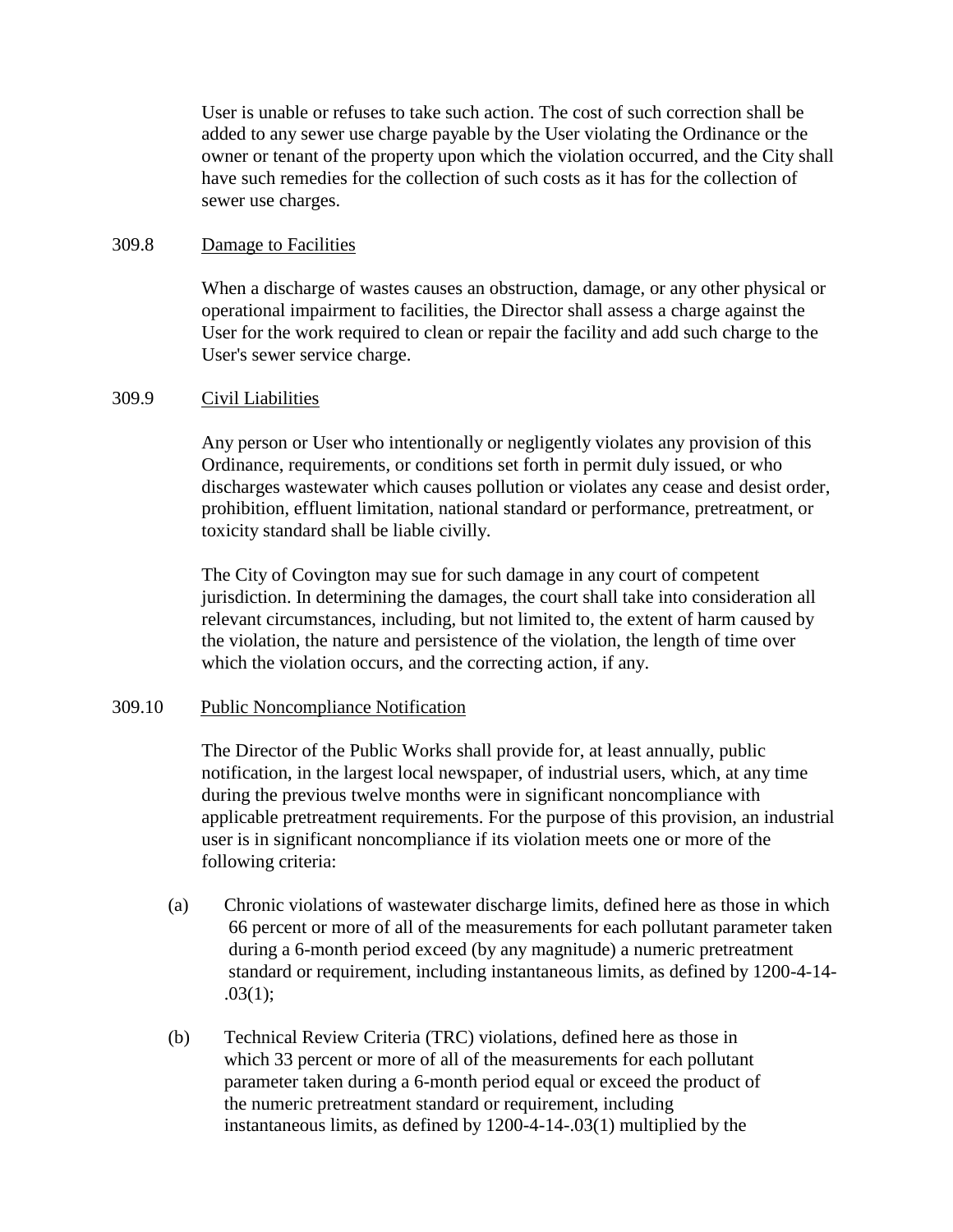User is unable or refuses to take such action. The cost of such correction shall be added to any sewer use charge payable by the User violating the Ordinance or the owner or tenant of the property upon which the violation occurred, and the City shall have such remedies for the collection of such costs as it has for the collection of sewer use charges.

309.8 Damage to Facilities

When a discharge of wastes causes an obstruction, damage, or any other physical or operational impairment to facilities, the Director shall assess a charge against the User for the work required to clean or repair the facility and add such charge to the User's sewer service charge.

309.9 Civil Liabilities

Any person or User who intentionally or negligently violates any provision of this Ordinance, requirements, or conditions set forth in permit duly issued, or who discharges wastewater which causes pollution or violates any cease and desist order, prohibition, effluent limitation, national standard or performance, pretreatment, or toxicity standard shall be liable civilly.

The City of Covington may sue for such damage in any court of competent jurisdiction. In determining the damages, the court shall take into consideration all relevant circumstances, including, but not limited to, the extent of harm caused by the violation, the nature and persistence of the violation, the length of time over which the violation occurs, and the correcting action, if any.

309.10 Public Noncompliance Notification

The Director of the Public Works shall provide for, at least annually, public notification, in the largest local newspaper, of industrial users, which, at any time during the previous twelve months were in significant noncompliance with applicable pretreatment requirements. For the purpose of this provision, an industrial user is in significant noncompliance if its violation meets one or more of the following criteria:

(a) Chronic violations of wastewater discharge limits, defined here as those in which 66 percent or more of all of the measurements for each pollutant parameter taken during a 6-month period exceed (by any magnitude) a numeric pretreatment standard or requirement, including instantaneous limits, as defined by 1200-4-14-.03(1);

(b) Technical Review Criteria (TRC) violations, defined here as those in which 33 percent or more of all of the measurements for each pollutant parameter taken during a 6-month period equal or exceed the product of the numeric pretreatment standard or requirement, including instantaneous limits, as defined by 1200-4-14-.03(1) multiplied by the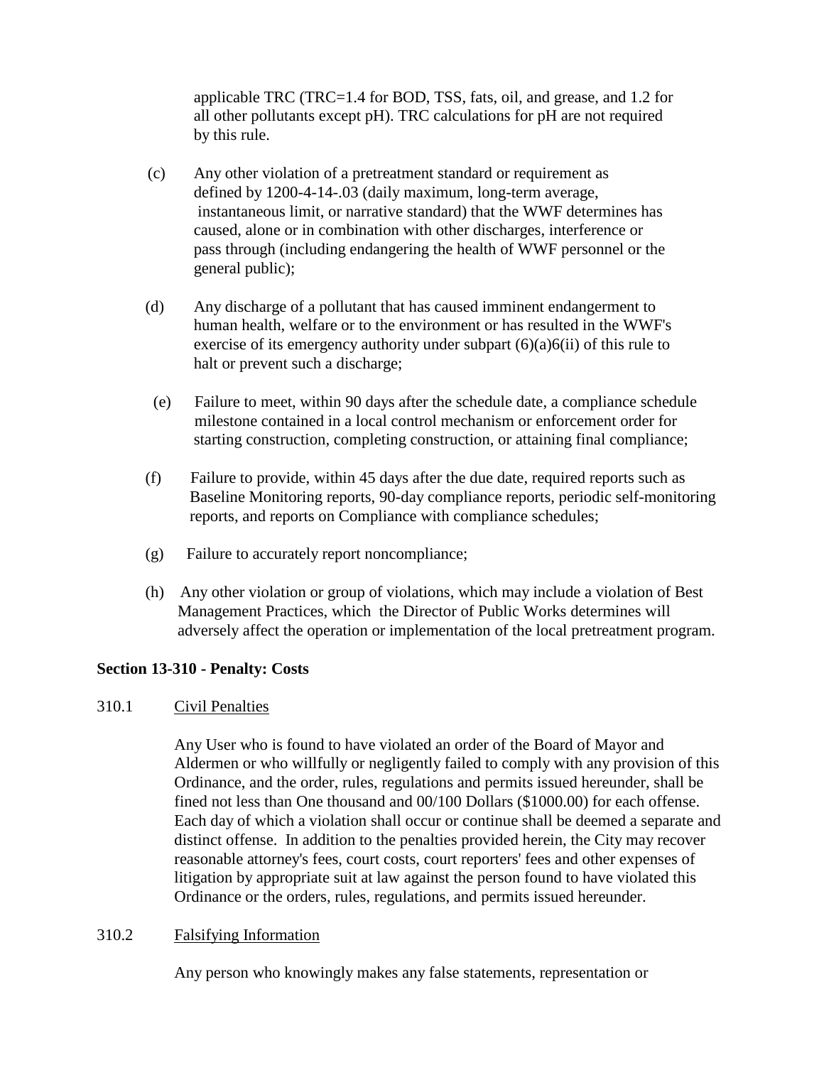applicable TRC (TRC=1.4 for BOD, TSS, fats, oil, and grease, and 1.2 for all other pollutants except pH). TRC calculations for pH are not required by this rule.

(c) Any other violation of a pretreatment standard or requirement as defined by 1200-4-14-.03 (daily maximum, long-term average, instantaneous limit, or narrative standard) that the WWF determines has caused, alone or in combination with other discharges, interference or pass through (including endangering the health of WWF personnel or the general public);

(d) Any discharge of a pollutant that has caused imminent endangerment to human health, welfare or to the environment or has resulted in the WWF's exercise of its emergency authority under subpart (6)(a)6(ii) of this rule to halt or prevent such a discharge;

(e) Failure to meet, within 90 days after the schedule date, a compliance schedule milestone contained in a local control mechanism or enforcement order for starting construction, completing construction, or attaining final compliance;

(f) Failure to provide, within 45 days after the due date, required reports such as Baseline Monitoring reports, 90-day compliance reports, periodic self-monitoring reports, and reports on Compliance with compliance schedules;

(g) Failure to accurately report noncompliance;

(h) Any other violation or group of violations, which may include a violation of Best Management Practices, which the Director of Public Works determines will adversely affect the operation or implementation of the local pretreatment program.

**Section 13-310 - Penalty: Costs**

310.1 Civil Penalties

Any User who is found to have violated an order of the Board of Mayor and Aldermen or who willfully or negligently failed to comply with any provision of this Ordinance, and the order, rules, regulations and permits issued hereunder, shall be fined not less than One thousand and 00/100 Dollars ($1000.00) for each offense. Each day of which a violation shall occur or continue shall be deemed a separate and distinct offense. In addition to the penalties provided herein, the City may recover reasonable attorney's fees, court costs, court reporters' fees and other expenses of litigation by appropriate suit at law against the person found to have violated this Ordinance or the orders, rules, regulations, and permits issued hereunder.

310.2 Falsifying Information

Any person who knowingly makes any false statements, representation or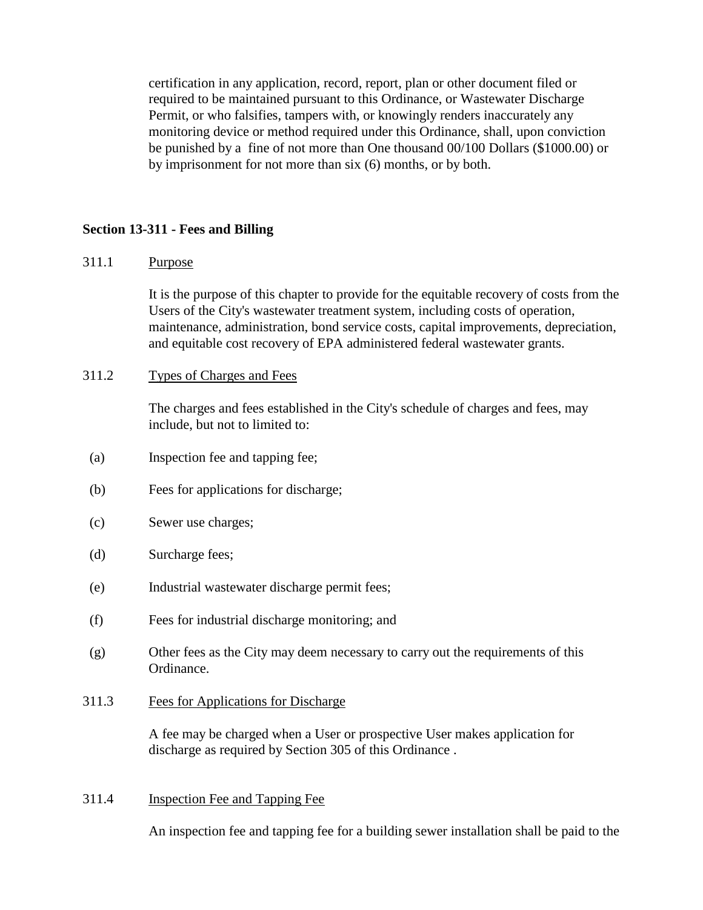certification in any application, record, report, plan or other document filed or required to be maintained pursuant to this Ordinance, or Wastewater Discharge Permit, or who falsifies, tampers with, or knowingly renders inaccurately any monitoring device or method required under this Ordinance, shall, upon conviction be punished by a fine of not more than One thousand 00/100 Dollars ($1000.00) or by imprisonment for not more than six (6) months, or by both.

## Section 13-311 - Fees and Billing

311.1 Purpose

It is the purpose of this chapter to provide for the equitable recovery of costs from the Users of the City's wastewater treatment system, including costs of operation, maintenance, administration, bond service costs, capital improvements, depreciation, and equitable cost recovery of EPA administered federal wastewater grants.

311.2 Types of Charges and Fees

The charges and fees established in the City's schedule of charges and fees, may include, but not to limited to:

(a) Inspection fee and tapping fee;

(b) Fees for applications for discharge;

(c) Sewer use charges;

(d) Surcharge fees;

(e) Industrial wastewater discharge permit fees;

(f) Fees for industrial discharge monitoring; and

(g) Other fees as the City may deem necessary to carry out the requirements of this Ordinance.

311.3 Fees for Applications for Discharge

A fee may be charged when a User or prospective User makes application for discharge as required by Section 305 of this Ordinance .

311.4 Inspection Fee and Tapping Fee

An inspection fee and tapping fee for a building sewer installation shall be paid to the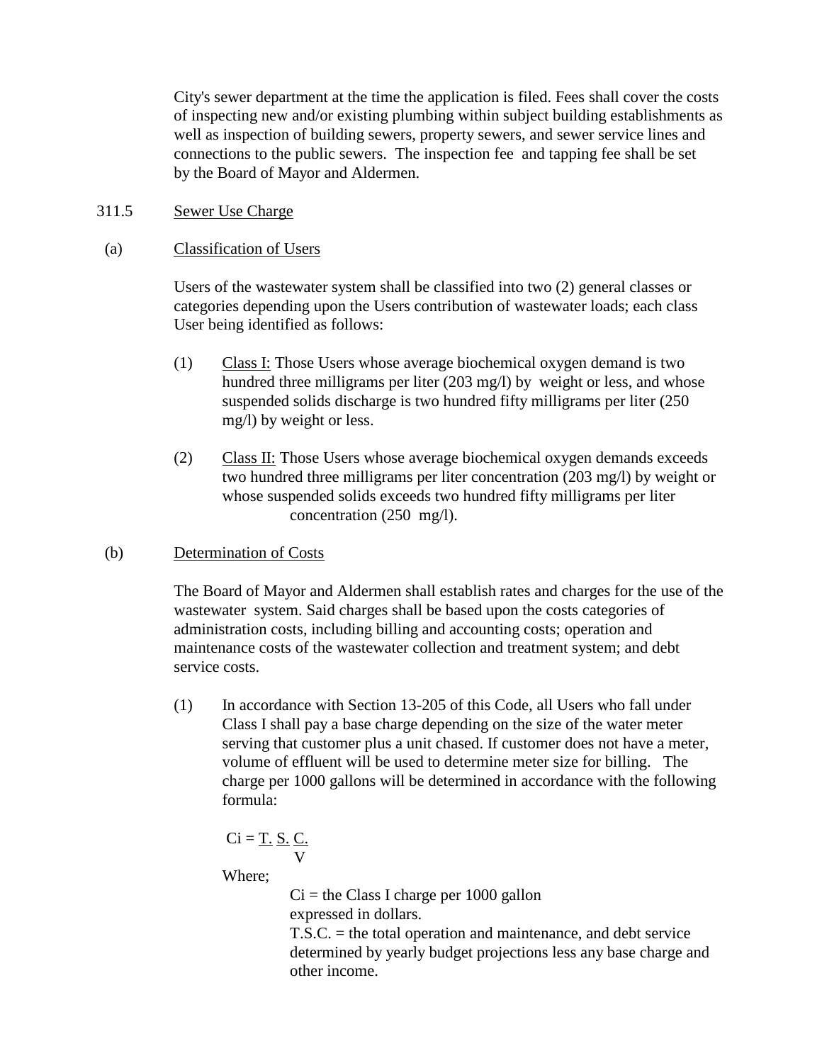City's sewer department at the time the application is filed. Fees shall cover the costs of inspecting new and/or existing plumbing within subject building establishments as well as inspection of building sewers, property sewers, and sewer service lines and connections to the public sewers. The inspection fee and tapping fee shall be set by the Board of Mayor and Aldermen.

311.5 Sewer Use Charge

(a) Classification of Users

Users of the wastewater system shall be classified into two (2) general classes or categories depending upon the Users contribution of wastewater loads; each class User being identified as follows:

(1) Class I: Those Users whose average biochemical oxygen demand is two hundred three milligrams per liter (203 mg/l) by weight or less, and whose suspended solids discharge is two hundred fifty milligrams per liter (250 mg/l) by weight or less.

(2) Class II: Those Users whose average biochemical oxygen demands exceeds two hundred three milligrams per liter concentration (203 mg/l) by weight or whose suspended solids exceeds two hundred fifty milligrams per liter concentration (250 mg/l).

(b) Determination of Costs

The Board of Mayor and Aldermen shall establish rates and charges for the use of the wastewater system. Said charges shall be based upon the costs categories of administration costs, including billing and accounting costs; operation and maintenance costs of the wastewater collection and treatment system; and debt service costs.

(1) In accordance with Section 13-205 of this Code, all Users who fall under Class I shall pay a base charge depending on the size of the water meter serving that customer plus a unit chased. If customer does not have a meter, volume of effluent will be used to determine meter size for billing. The charge per 1000 gallons will be determined in accordance with the following formula:

$$C_i = \frac{T.S.C.}{V}$$

Where;

$C_i$ = the Class I charge per 1000 gallon expressed in dollars.

T.S.C. = the total operation and maintenance, and debt service determined by yearly budget projections less any base charge and other income.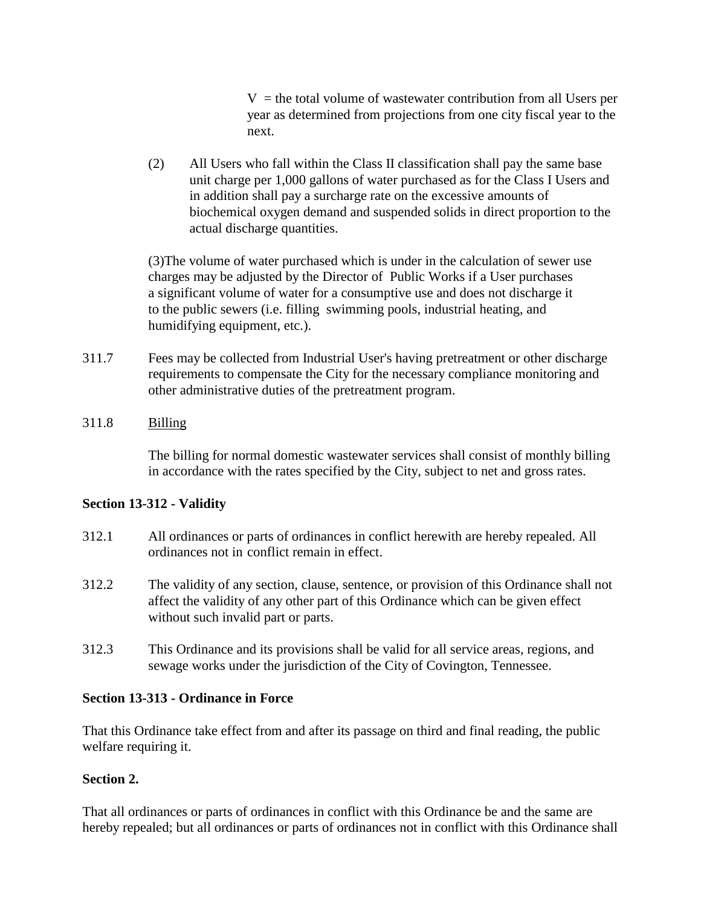$V$ = the total volume of wastewater contribution from all Users per year as determined from projections from one city fiscal year to the next.

(2) All Users who fall within the Class II classification shall pay the same base unit charge per 1,000 gallons of water purchased as for the Class I Users and in addition shall pay a surcharge rate on the excessive amounts of biochemical oxygen demand and suspended solids in direct proportion to the actual discharge quantities.

(3)The volume of water purchased which is under in the calculation of sewer use charges may be adjusted by the Director of Public Works if a User purchases a significant volume of water for a consumptive use and does not discharge it to the public sewers (i.e. filling swimming pools, industrial heating, and humidifying equipment, etc.).

311.7 Fees may be collected from Industrial User's having pretreatment or other discharge requirements to compensate the City for the necessary compliance monitoring and other administrative duties of the pretreatment program.

311.8 Billing

The billing for normal domestic wastewater services shall consist of monthly billing in accordance with the rates specified by the City, subject to net and gross rates.

**Section 13-312 - Validity**

312.1 All ordinances or parts of ordinances in conflict herewith are hereby repealed. All ordinances not in conflict remain in effect.

312.2 The validity of any section, clause, sentence, or provision of this Ordinance shall not affect the validity of any other part of this Ordinance which can be given effect without such invalid part or parts.

312.3 This Ordinance and its provisions shall be valid for all service areas, regions, and sewage works under the jurisdiction of the City of Covington, Tennessee.

**Section 13-313 - Ordinance in Force**

That this Ordinance take effect from and after its passage on third and final reading, the public welfare requiring it.

**Section 2.**

That all ordinances or parts of ordinances in conflict with this Ordinance be and the same are hereby repealed; but all ordinances or parts of ordinances not in conflict with this Ordinance shall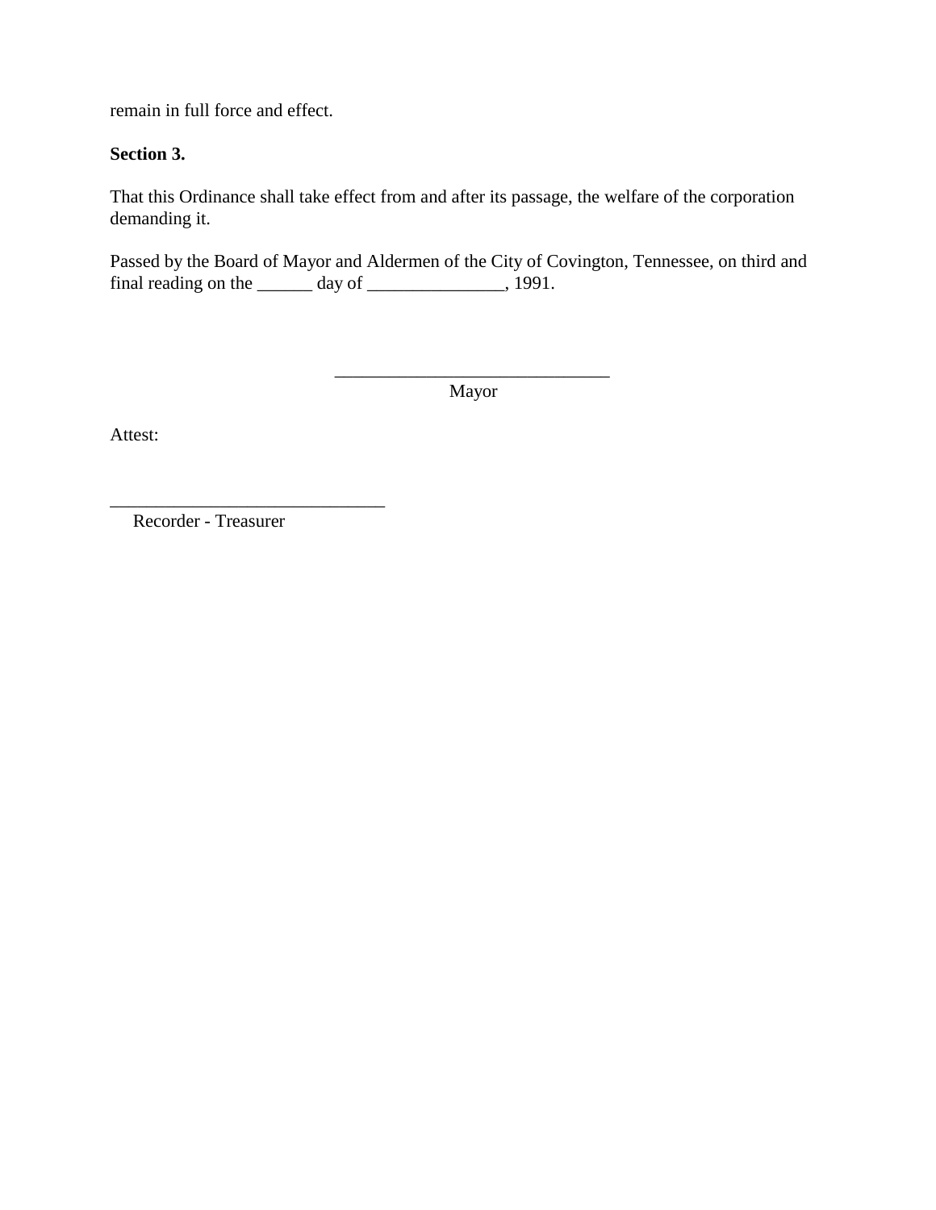remain in full force and effect.

**Section 3.**

That this Ordinance shall take effect from and after its passage, the welfare of the corporation demanding it.

Passed by the Board of Mayor and Aldermen of the City of Covington, Tennessee, on third and final reading on the ______ day of _______________, 1991.

______________________________
Mayor

Attest:

______________________________
Recorder - Treasurer